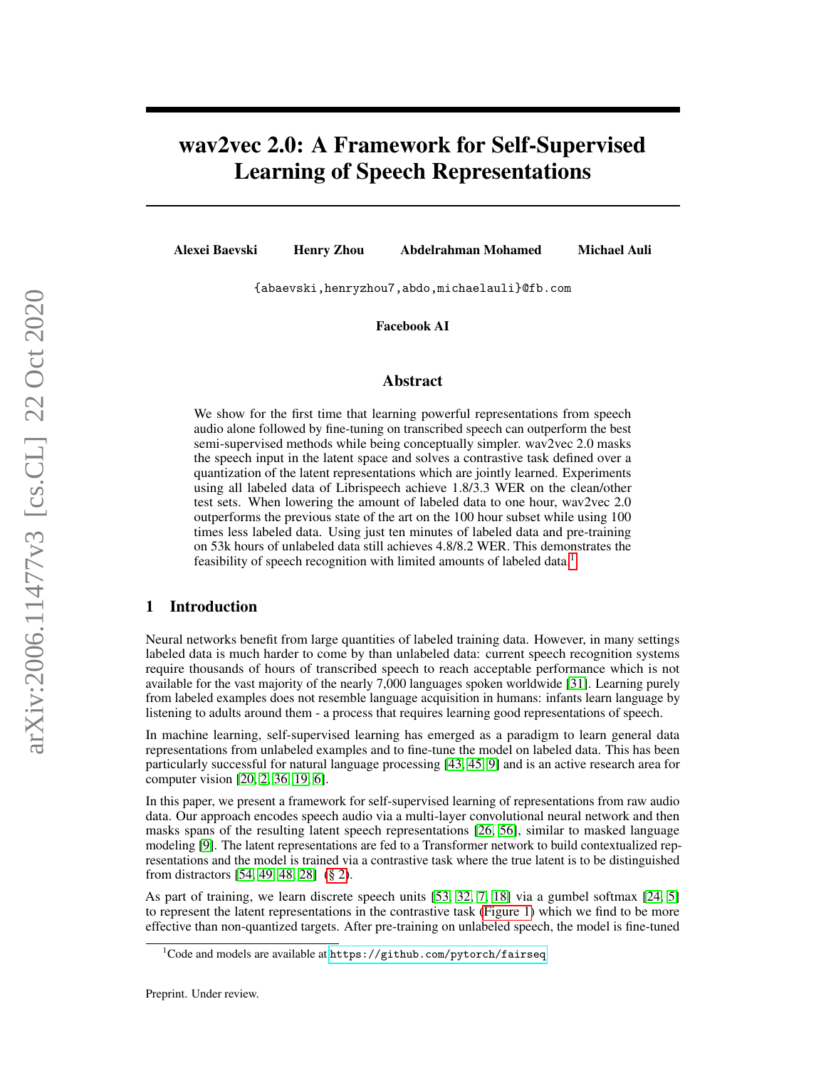# wav2vec 2.0: A Framework for Self-Supervised Learning of Speech Representations

**Alexei Baevski** **Henry Zhou** **Abdelrahman Mohamed** **Michael Auli**

{abaevski,henryzhou7,abdo,michaelauli}@fb.com

**Facebook AI**

## Abstract

We show for the first time that learning powerful representations from speech audio alone followed by fine-tuning on transcribed speech can outperform the best semi-supervised methods while being conceptually simpler. wav2vec 2.0 masks the speech input in the latent space and solves a contrastive task defined over a quantization of the latent representations which are jointly learned. Experiments using all labeled data of Librispeech achieve 1.8/3.3 WER on the clean/other test sets. When lowering the amount of labeled data to one hour, wav2vec 2.0 outperforms the previous state of the art on the 100 hour subset while using 100 times less labeled data. Using just ten minutes of labeled data and pre-training on 53k hours of unlabeled data still achieves 4.8/8.2 WER. This demonstrates the feasibility of speech recognition with limited amounts of labeled data.[1]

## 1 Introduction

Neural networks benefit from large quantities of labeled training data. However, in many settings labeled data is much harder to come by than unlabeled data: current speech recognition systems require thousands of hours of transcribed speech to reach acceptable performance which is not available for the vast majority of the nearly 7,000 languages spoken worldwide [31]. Learning purely from labeled examples does not resemble language acquisition in humans: infants learn language by listening to adults around them - a process that requires learning good representations of speech.

In machine learning, self-supervised learning has emerged as a paradigm to learn general data representations from unlabeled examples and to fine-tune the model on labeled data. This has been particularly successful for natural language processing [43, 45, 9] and is an active research area for computer vision [20, 2, 36, 19, 6].

In this paper, we present a framework for self-supervised learning of representations from raw audio data. Our approach encodes speech audio via a multi-layer convolutional neural network and then masks spans of the resulting latent speech representations [26, 56], similar to masked language modeling [9]. The latent representations are fed to a Transformer network to build contextualized representations and the model is trained via a contrastive task where the true latent is to be distinguished from distractors [54, 49, 48, 28] (§ 2).

As part of training, we learn discrete speech units [53, 32, 7, 18] via a gumbel softmax [24, 5] to represent the latent representations in the contrastive task (Figure 1) which we find to be more effective than non-quantized targets. After pre-training on unlabeled speech, the model is fine-tuned

[1] Code and models are available at https://github.com/pytorch/fairseq

Preprint. Under review.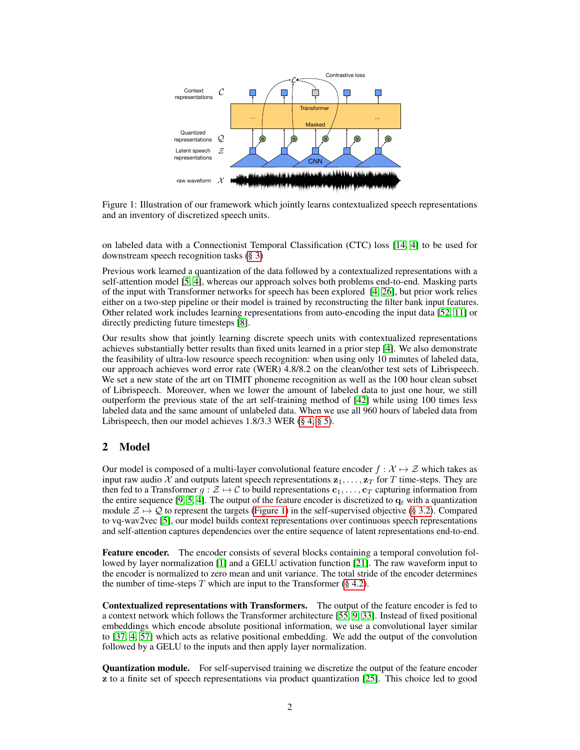Figure 1: Illustration of our framework which jointly learns contextualized speech representations and an inventory of discretized speech units.

on labeled data with a Connectionist Temporal Classification (CTC) loss [14, 4] to be used for downstream speech recognition tasks (§ 3)

Previous work learned a quantization of the data followed by a contextualized representations with a self-attention model [5, 4], whereas our approach solves both problems end-to-end. Masking parts of the input with Transformer networks for speech has been explored [4, 26], but prior work relies either on a two-step pipeline or their model is trained by reconstructing the filter bank input features. Other related work includes learning representations from auto-encoding the input data [52, 11] or directly predicting future timesteps [8].

Our results show that jointly learning discrete speech units with contextualized representations achieves substantially better results than fixed units learned in a prior step [4]. We also demonstrate the feasibility of ultra-low resource speech recognition: when using only 10 minutes of labeled data, our approach achieves word error rate (WER) 4.8/8.2 on the clean/other test sets of Librispeech. We set a new state of the art on TIMIT phoneme recognition as well as the 100 hour clean subset of Librispeech. Moreover, when we lower the amount of labeled data to just one hour, we still outperform the previous state of the art self-training method of [42] while using 100 times less labeled data and the same amount of unlabeled data. When we use all 960 hours of labeled data from Librispeech, then our model achieves 1.8/3.3 WER (§ 4, § 5).

## 2 Model

Our model is composed of a multi-layer convolutional feature encoder $f : \mathcal{X} \mapsto \mathcal{Z}$ which takes as input raw audio $\mathcal{X}$ and outputs latent speech representations $\mathbf{z}_1, \ldots, \mathbf{z}_T$ for $T$ time-steps. They are then fed to a Transformer $g : \mathcal{Z} \mapsto \mathcal{C}$ to build representations $\mathbf{c}_1, \ldots, \mathbf{c}_T$ capturing information from the entire sequence [9, 5, 4]. The output of the feature encoder is discretized to $\mathbf{q}_t$ with a quantization module $\mathcal{Z} \mapsto \mathcal{Q}$ to represent the targets (Figure 1) in the self-supervised objective (§ 3.2). Compared to vq-wav2vec [5], our model builds context representations over continuous speech representations and self-attention captures dependencies over the entire sequence of latent representations end-to-end.

**Feature encoder.** The encoder consists of several blocks containing a temporal convolution followed by layer normalization [1] and a GELU activation function [21]. The raw waveform input to the encoder is normalized to zero mean and unit variance. The total stride of the encoder determines the number of time-steps $T$ which are input to the Transformer (§ 4.2).

**Contextualized representations with Transformers.** The output of the feature encoder is fed to a context network which follows the Transformer architecture [55, 9, 33]. Instead of fixed positional embeddings which encode absolute positional information, we use a convolutional layer similar to [37, 4, 57] which acts as relative positional embedding. We add the output of the convolution followed by a GELU to the inputs and then apply layer normalization.

**Quantization module.** For self-supervised training we discretize the output of the feature encoder $\mathbf{z}$ to a finite set of speech representations via product quantization [25]. This choice led to good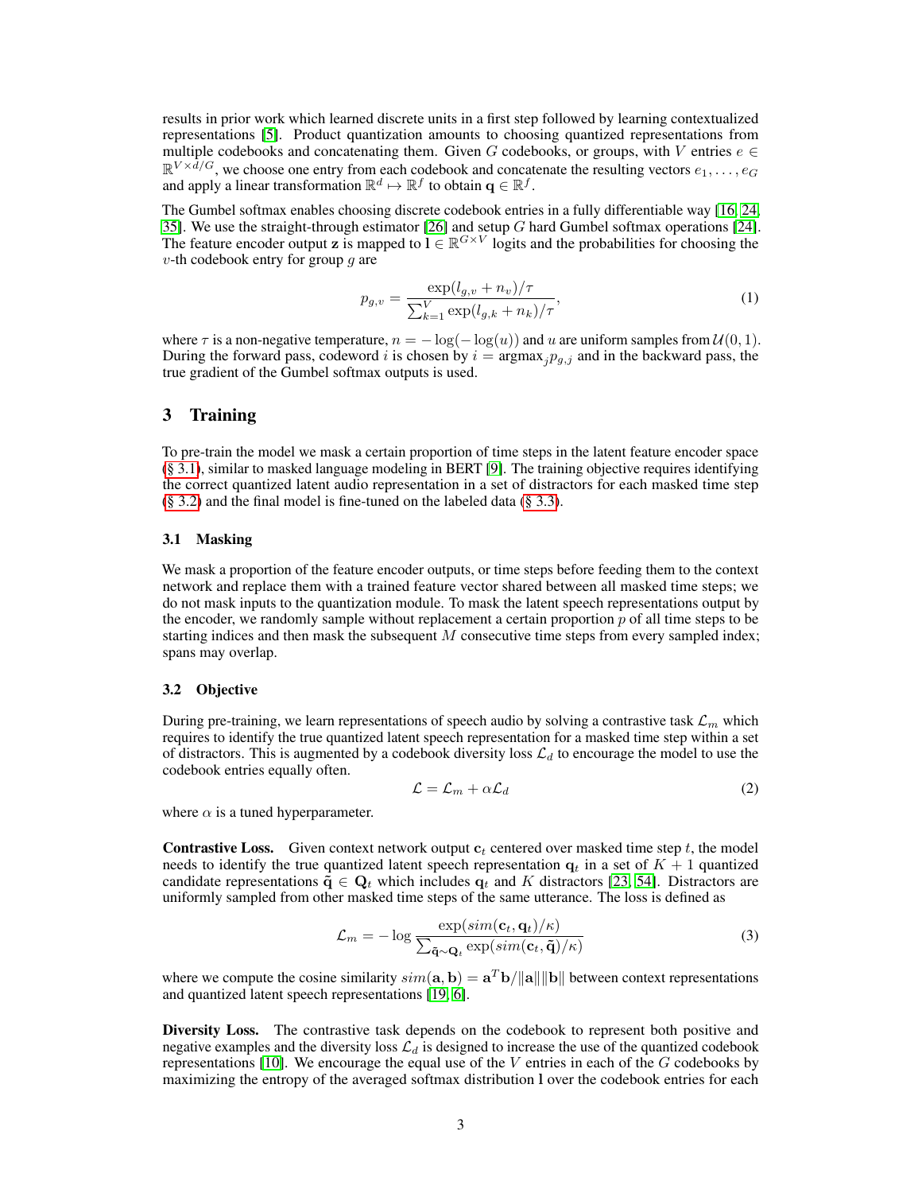results in prior work which learned discrete units in a first step followed by learning contextualized representations [5]. Product quantization amounts to choosing quantized representations from multiple codebooks and concatenating them. Given $G$ codebooks, or groups, with $V$ entries $e \in \mathbb{R}^{V \times d/G}$, we choose one entry from each codebook and concatenate the resulting vectors $e_1, \ldots, e_G$ and apply a linear transformation $\mathbb{R}^d \mapsto \mathbb{R}^f$ to obtain $\mathbf{q} \in \mathbb{R}^f$.

The Gumbel softmax enables choosing discrete codebook entries in a fully differentiable way [16, 24, 35]. We use the straight-through estimator [26] and setup $G$ hard Gumbel softmax operations [24]. The feature encoder output $\mathbf{z}$ is mapped to $\mathbf{l} \in \mathbb{R}^{G \times V}$ logits and the probabilities for choosing the $v$-th codebook entry for group $g$ are

$$p_{g,v} = \frac{\exp(l_{g,v} + n_v)/\tau}{\sum_{k=1}^{V} \exp(l_{g,k} + n_k)/\tau}, \tag{1}$$

where $\tau$ is a non-negative temperature, $n = -\log(-\log(u))$ and $u$ are uniform samples from $\mathcal{U}(0, 1)$. During the forward pass, codeword $i$ is chosen by $i = \text{argmax}_j p_{g,j}$ and in the backward pass, the true gradient of the Gumbel softmax outputs is used.

## 3 Training

To pre-train the model we mask a certain proportion of time steps in the latent feature encoder space (§ 3.1), similar to masked language modeling in BERT [9]. The training objective requires identifying the correct quantized latent audio representation in a set of distractors for each masked time step (§ 3.2) and the final model is fine-tuned on the labeled data (§ 3.3).

### 3.1 Masking

We mask a proportion of the feature encoder outputs, or time steps before feeding them to the context network and replace them with a trained feature vector shared between all masked time steps; we do not mask inputs to the quantization module. To mask the latent speech representations output by the encoder, we randomly sample without replacement a certain proportion $p$ of all time steps to be starting indices and then mask the subsequent $M$ consecutive time steps from every sampled index; spans may overlap.

### 3.2 Objective

During pre-training, we learn representations of speech audio by solving a contrastive task $\mathcal{L}_m$ which requires to identify the true quantized latent speech representation for a masked time step within a set of distractors. This is augmented by a codebook diversity loss $\mathcal{L}_d$ to encourage the model to use the codebook entries equally often.

$$\mathcal{L} = \mathcal{L}_m + \alpha \mathcal{L}_d \tag{2}$$

where $\alpha$ is a tuned hyperparameter.

**Contrastive Loss.** Given context network output $\mathbf{c}_t$ centered over masked time step $t$, the model needs to identify the true quantized latent speech representation $\mathbf{q}_t$ in a set of $K + 1$ quantized candidate representations $\tilde{\mathbf{q}} \in \mathbf{Q}_t$ which includes $\mathbf{q}_t$ and $K$ distractors [23, 54]. Distractors are uniformly sampled from other masked time steps of the same utterance. The loss is defined as

$$\mathcal{L}_m = -\log \frac{\exp(sim(\mathbf{c}_t, \mathbf{q}_t)/\kappa)}{\sum_{\tilde{\mathbf{q}} \sim \mathbf{Q}_t} \exp(sim(\mathbf{c}_t, \tilde{\mathbf{q}})/\kappa)} \tag{3}$$

where we compute the cosine similarity $sim(\mathbf{a}, \mathbf{b}) = \mathbf{a}^T \mathbf{b} / \|\mathbf{a}\| \|\mathbf{b}\|$ between context representations and quantized latent speech representations [19, 6].

**Diversity Loss.** The contrastive task depends on the codebook to represent both positive and negative examples and the diversity loss $\mathcal{L}_d$ is designed to increase the use of the quantized codebook representations [10]. We encourage the equal use of the $V$ entries in each of the $G$ codebooks by maximizing the entropy of the averaged softmax distribution $\mathbf{l}$ over the codebook entries for each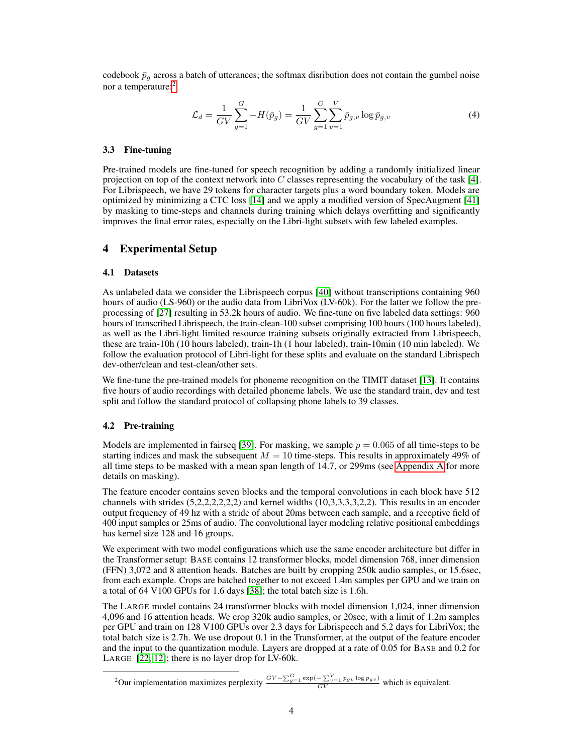codebook $\bar{p}_g$ across a batch of utterances; the softmax disribution does not contain the gumbel noise nor a temperature:[2]

$$\mathcal{L}_d = \frac{1}{GV} \sum_{g=1}^{G} -H(\bar{p}_g) = \frac{1}{GV} \sum_{g=1}^{G} \sum_{v=1}^{V} \bar{p}_{g,v} \log \bar{p}_{g,v} \tag{4}$$

### 3.3 Fine-tuning

Pre-trained models are fine-tuned for speech recognition by adding a randomly initialized linear projection on top of the context network into $C$ classes representing the vocabulary of the task [4]. For Librispeech, we have 29 tokens for character targets plus a word boundary token. Models are optimized by minimizing a CTC loss [14] and we apply a modified version of SpecAugment [41] by masking to time-steps and channels during training which delays overfitting and significantly improves the final error rates, especially on the Libri-light subsets with few labeled examples.

## 4 Experimental Setup

### 4.1 Datasets

As unlabeled data we consider the Librispeech corpus [40] without transcriptions containing 960 hours of audio (LS-960) or the audio data from LibriVox (LV-60k). For the latter we follow the preprocessing of [27] resulting in 53.2k hours of audio. We fine-tune on five labeled data settings: 960 hours of transcribed Librispeech, the train-clean-100 subset comprising 100 hours (100 hours labeled), as well as the Libri-light limited resource training subsets originally extracted from Librispeech, these are train-10h (10 hours labeled), train-1h (1 hour labeled), train-10min (10 min labeled). We follow the evaluation protocol of Libri-light for these splits and evaluate on the standard Librispech dev-other/clean and test-clean/other sets.

We fine-tune the pre-trained models for phoneme recognition on the TIMIT dataset [13]. It contains five hours of audio recordings with detailed phoneme labels. We use the standard train, dev and test split and follow the standard protocol of collapsing phone labels to 39 classes.

### 4.2 Pre-training

Models are implemented in fairseq [39]. For masking, we sample $p = 0.065$ of all time-steps to be starting indices and mask the subsequent $M = 10$ time-steps. This results in approximately 49% of all time steps to be masked with a mean span length of 14.7, or 299ms (see Appendix A for more details on masking).

The feature encoder contains seven blocks and the temporal convolutions in each block have 512 channels with strides (5,2,2,2,2,2,2) and kernel widths (10,3,3,3,3,2,2). This results in an encoder output frequency of 49 hz with a stride of about 20ms between each sample, and a receptive field of 400 input samples or 25ms of audio. The convolutional layer modeling relative positional embeddings has kernel size 128 and 16 groups.

We experiment with two model configurations which use the same encoder architecture but differ in the Transformer setup: BASE contains 12 transformer blocks, model dimension 768, inner dimension (FFN) 3,072 and 8 attention heads. Batches are built by cropping 250k audio samples, or 15.6sec, from each example. Crops are batched together to not exceed 1.4m samples per GPU and we train on a total of 64 V100 GPUs for 1.6 days [38]; the total batch size is 1.6h.

The LARGE model contains 24 transformer blocks with model dimension 1,024, inner dimension 4,096 and 16 attention heads. We crop 320k audio samples, or 20sec, with a limit of 1.2m samples per GPU and train on 128 V100 GPUs over 2.3 days for Librispeech and 5.2 days for LibriVox; the total batch size is 2.7h. We use dropout 0.1 in the Transformer, at the output of the feature encoder and the input to the quantization module. Layers are dropped at a rate of 0.05 for BASE and 0.2 for LARGE [22, 12]; there is no layer drop for LV-60k.

[2]Our implementation maximizes perplexity $\frac{GV - \sum_{g=1}^{G} \exp(-\sum_{v=1}^{V} p_{gv} \log p_{gv})}{GV}$ which is equivalent.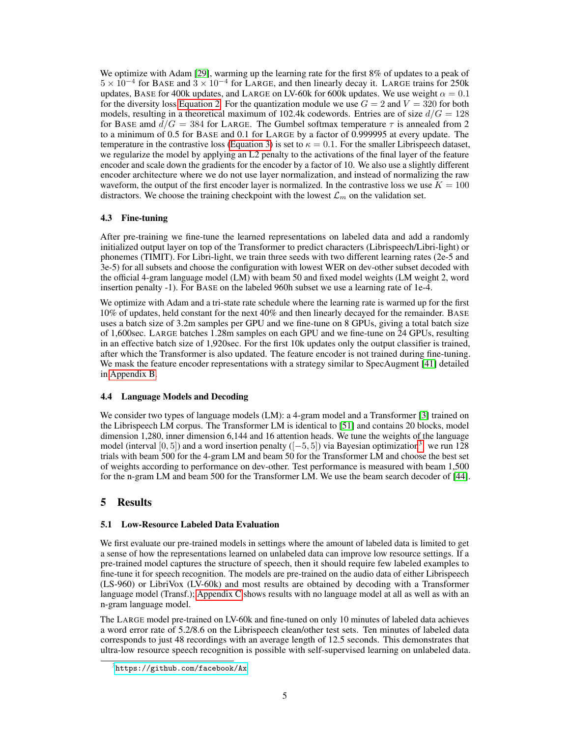We optimize with Adam [29], warming up the learning rate for the first 8% of updates to a peak of $5 \times 10^{-4}$ for BASE and $3 \times 10^{-4}$ for LARGE, and then linearly decay it. LARGE trains for 250k updates, BASE for 400k updates, and LARGE on LV-60k for 600k updates. We use weight $\alpha = 0.1$ for the diversity loss Equation 2. For the quantization module we use $G = 2$ and $V = 320$ for both models, resulting in a theoretical maximum of 102.4k codewords. Entries are of size $d/G = 128$ for BASE amd $d/G = 384$ for LARGE. The Gumbel softmax temperature $\tau$ is annealed from 2 to a minimum of 0.5 for BASE and 0.1 for LARGE by a factor of 0.999995 at every update. The temperature in the contrastive loss (Equation 3) is set to $\kappa = 0.1$. For the smaller Librispeech dataset, we regularize the model by applying an L2 penalty to the activations of the final layer of the feature encoder and scale down the gradients for the encoder by a factor of 10. We also use a slightly different encoder architecture where we do not use layer normalization, and instead of normalizing the raw waveform, the output of the first encoder layer is normalized. In the contrastive loss we use $K = 100$ distractors. We choose the training checkpoint with the lowest $\mathcal{L}_m$ on the validation set.

### 4.3 Fine-tuning

After pre-training we fine-tune the learned representations on labeled data and add a randomly initialized output layer on top of the Transformer to predict characters (Librispeech/Libri-light) or phonemes (TIMIT). For Libri-light, we train three seeds with two different learning rates (2e-5 and 3e-5) for all subsets and choose the configuration with lowest WER on dev-other subset decoded with the official 4-gram language model (LM) with beam 50 and fixed model weights (LM weight 2, word insertion penalty -1). For BASE on the labeled 960h subset we use a learning rate of 1e-4.

We optimize with Adam and a tri-state rate schedule where the learning rate is warmed up for the first 10% of updates, held constant for the next 40% and then linearly decayed for the remainder. BASE uses a batch size of 3.2m samples per GPU and we fine-tune on 8 GPUs, giving a total batch size of 1,600sec. LARGE batches 1.28m samples on each GPU and we fine-tune on 24 GPUs, resulting in an effective batch size of 1,920sec. For the first 10k updates only the output classifier is trained, after which the Transformer is also updated. The feature encoder is not trained during fine-tuning. We mask the feature encoder representations with a strategy similar to SpecAugment [41] detailed in Appendix B.

### 4.4 Language Models and Decoding

We consider two types of language models (LM): a 4-gram model and a Transformer [3] trained on the Librispeech LM corpus. The Transformer LM is identical to [51] and contains 20 blocks, model dimension 1,280, inner dimension 6,144 and 16 attention heads. We tune the weights of the language model (interval $[0, 5]$) and a word insertion penalty ($[-5, 5]$) via Bayesian optimization[3]: we run 128 trials with beam 500 for the 4-gram LM and beam 50 for the Transformer LM and choose the best set of weights according to performance on dev-other. Test performance is measured with beam 1,500 for the n-gram LM and beam 500 for the Transformer LM. We use the beam search decoder of [44].

## 5 Results

### 5.1 Low-Resource Labeled Data Evaluation

We first evaluate our pre-trained models in settings where the amount of labeled data is limited to get a sense of how the representations learned on unlabeled data can improve low resource settings. If a pre-trained model captures the structure of speech, then it should require few labeled examples to fine-tune it for speech recognition. The models are pre-trained on the audio data of either Librispeech (LS-960) or LibriVox (LV-60k) and most results are obtained by decoding with a Transformer language model (Transf.); Appendix C shows results with no language model at all as well as with an n-gram language model.

The LARGE model pre-trained on LV-60k and fine-tuned on only 10 minutes of labeled data achieves a word error rate of 5.2/8.6 on the Librispeech clean/other test sets. Ten minutes of labeled data corresponds to just 48 recordings with an average length of 12.5 seconds. This demonstrates that ultra-low resource speech recognition is possible with self-supervised learning on unlabeled data.

[3]https://github.com/facebook/Ax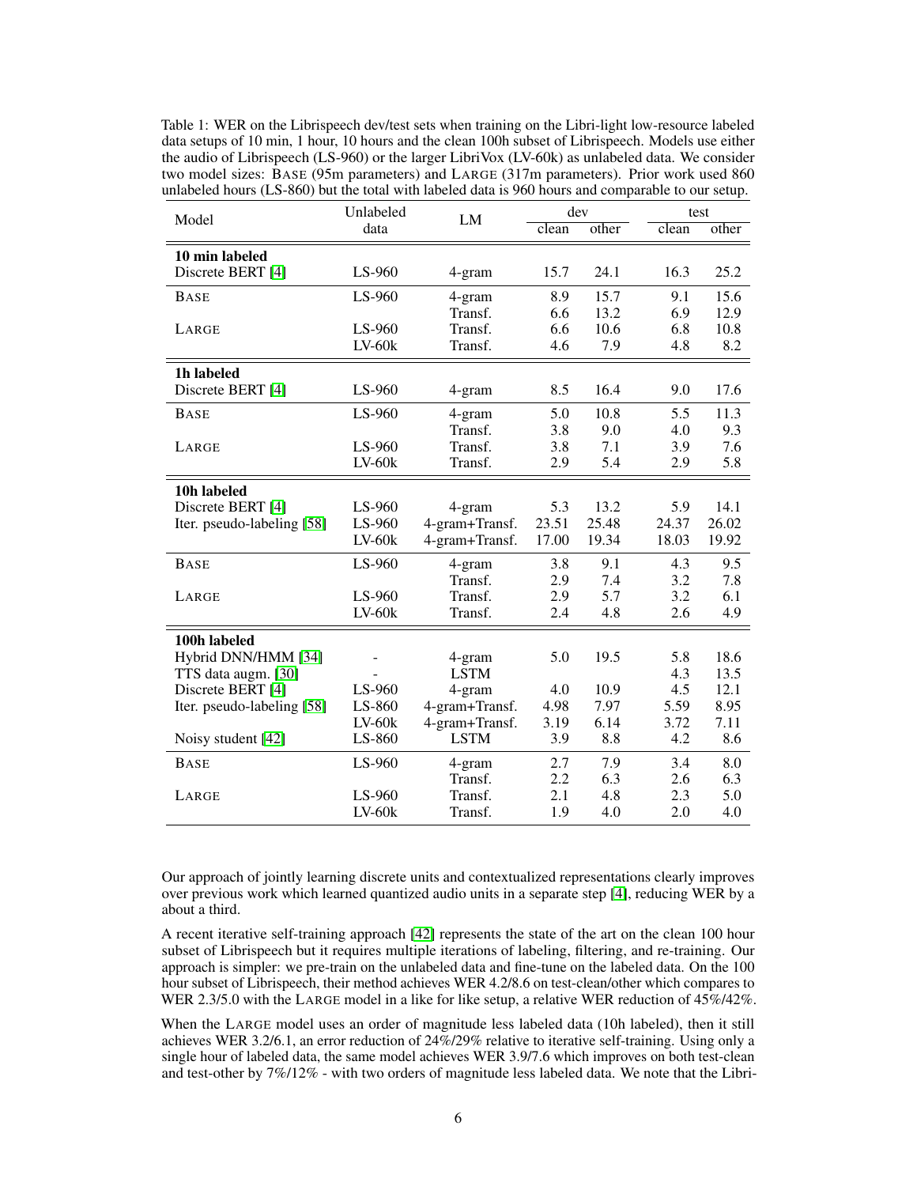Table 1: WER on the Librispeech dev/test sets when training on the Libri-light low-resource labeled data setups of 10 min, 1 hour, 10 hours and the clean 100h subset of Librispeech. Models use either the audio of Librispeech (LS-960) or the larger LibriVox (LV-60k) as unlabeled data. We consider two model sizes: BASE (95m parameters) and LARGE (317m parameters). Prior work used 860 unlabeled hours (LS-860) but the total with labeled data is 960 hours and comparable to our setup.

| Model | Unlabeled data | LM | dev | | test | |
|---|---|---|---|---|---|---|
| | | | clean | other | clean | other |
| **10 min labeled** | | | | | | |
| Discrete BERT [4] | LS-960 | 4-gram | 15.7 | 24.1 | 16.3 | 25.2 |
| BASE | LS-960 | 4-gram | 8.9 | 15.7 | 9.1 | 15.6 |
| | | Transf. | 6.6 | 13.2 | 6.9 | 12.9 |
| LARGE | LS-960 | Transf. | 6.6 | 10.6 | 6.8 | 10.8 |
| | LV-60k | Transf. | 4.6 | 7.9 | 4.8 | 8.2 |
| **1h labeled** | | | | | | |
| Discrete BERT [4] | LS-960 | 4-gram | 8.5 | 16.4 | 9.0 | 17.6 |
| BASE | LS-960 | 4-gram | 5.0 | 10.8 | 5.5 | 11.3 |
| | | Transf. | 3.8 | 9.0 | 4.0 | 9.3 |
| LARGE | LS-960 | Transf. | 3.8 | 7.1 | 3.9 | 7.6 |
| | LV-60k | Transf. | 2.9 | 5.4 | 2.9 | 5.8 |
| **10h labeled** | | | | | | |
| Discrete BERT [4] | LS-960 | 4-gram | 5.3 | 13.2 | 5.9 | 14.1 |
| Iter. pseudo-labeling [58] | LS-960 | 4-gram+Transf. | 23.51 | 25.48 | 24.37 | 26.02 |
| | LV-60k | 4-gram+Transf. | 17.00 | 19.34 | 18.03 | 19.92 |
| BASE | LS-960 | 4-gram | 3.8 | 9.1 | 4.3 | 9.5 |
| | | Transf. | 2.9 | 7.4 | 3.2 | 7.8 |
| LARGE | LS-960 | Transf. | 2.9 | 5.7 | 3.2 | 6.1 |
| | LV-60k | Transf. | 2.4 | 4.8 | 2.6 | 4.9 |
| **100h labeled** | | | | | | |
| Hybrid DNN/HMM [34] | - | 4-gram | 5.0 | 19.5 | 5.8 | 18.6 |
| TTS data augm. [30] | - | LSTM | | | 4.3 | 13.5 |
| Discrete BERT [4] | LS-960 | 4-gram | 4.0 | 10.9 | 4.5 | 12.1 |
| Iter. pseudo-labeling [58] | LS-860 | 4-gram+Transf. | 4.98 | 7.97 | 5.59 | 8.95 |
| | LV-60k | 4-gram+Transf. | 3.19 | 6.14 | 3.72 | 7.11 |
| Noisy student [42] | LS-860 | LSTM | 3.9 | 8.8 | 4.2 | 8.6 |
| BASE | LS-960 | 4-gram | 2.7 | 7.9 | 3.4 | 8.0 |
| | | Transf. | 2.2 | 6.3 | 2.6 | 6.3 |
| LARGE | LS-960 | Transf. | 2.1 | 4.8 | 2.3 | 5.0 |
| | LV-60k | Transf. | 1.9 | 4.0 | 2.0 | 4.0 |

Our approach of jointly learning discrete units and contextualized representations clearly improves over previous work which learned quantized audio units in a separate step [4], reducing WER by a about a third.

A recent iterative self-training approach [42] represents the state of the art on the clean 100 hour subset of Librispeech but it requires multiple iterations of labeling, filtering, and re-training. Our approach is simpler: we pre-train on the unlabeled data and fine-tune on the labeled data. On the 100 hour subset of Librispeech, their method achieves WER 4.2/8.6 on test-clean/other which compares to WER 2.3/5.0 with the LARGE model in a like for like setup, a relative WER reduction of 45%/42%.

When the LARGE model uses an order of magnitude less labeled data (10h labeled), then it still achieves WER 3.2/6.1, an error reduction of 24%/29% relative to iterative self-training. Using only a single hour of labeled data, the same model achieves WER 3.9/7.6 which improves on both test-clean and test-other by 7%/12% - with two orders of magnitude less labeled data. We note that the Libri-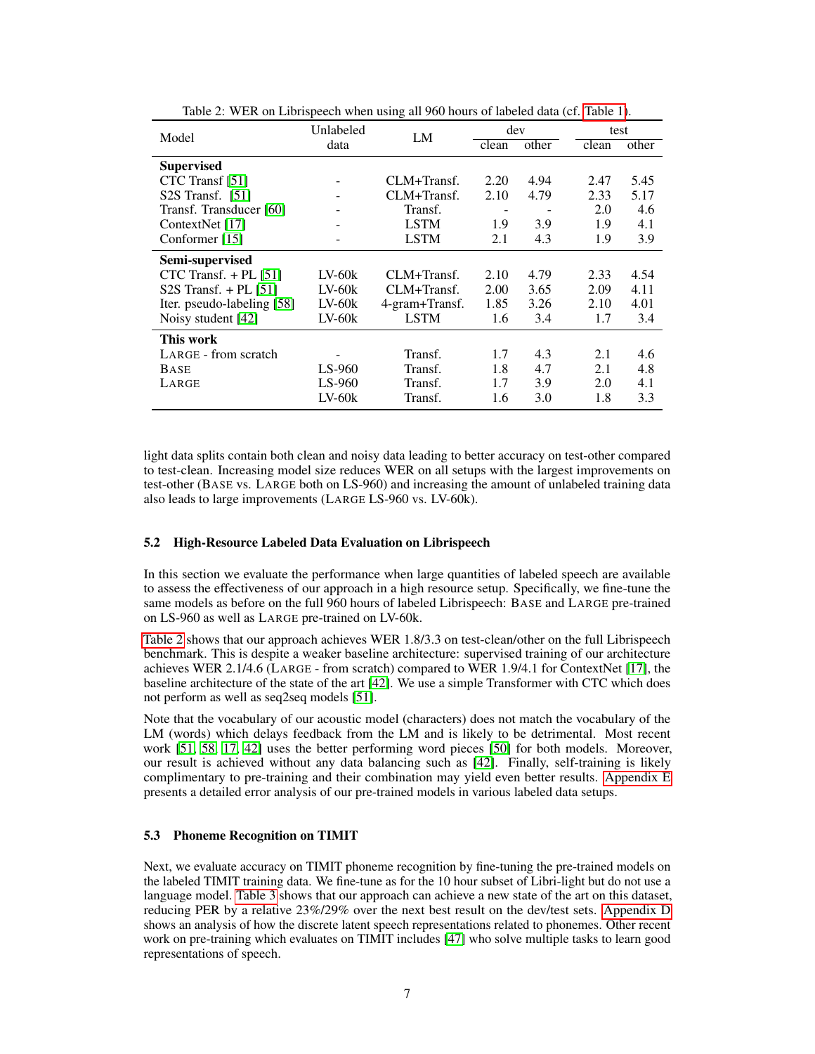Table 2: WER on Librispeech when using all 960 hours of labeled data (cf. Table 1).

| Model | Unlabeled data | LM | dev | | test | |
|---|---|---|---|---|---|---|
| | | | clean | other | clean | other |
| **Supervised** | | | | | | |
| CTC Transf [51] | - | CLM+Transf. | 2.20 | 4.94 | 2.47 | 5.45 |
| S2S Transf. [51] | - | CLM+Transf. | 2.10 | 4.79 | 2.33 | 5.17 |
| Transf. Transducer [60] | - | Transf. | - | - | 2.0 | 4.6 |
| ContextNet [17] | - | LSTM | 1.9 | 3.9 | 1.9 | 4.1 |
| Conformer [15] | - | LSTM | 2.1 | 4.3 | 1.9 | 3.9 |
| **Semi-supervised** | | | | | | |
| CTC Transf. + PL [51] | LV-60k | CLM+Transf. | 2.10 | 4.79 | 2.33 | 4.54 |
| S2S Transf. + PL [51] | LV-60k | CLM+Transf. | 2.00 | 3.65 | 2.09 | 4.11 |
| Iter. pseudo-labeling [58] | LV-60k | 4-gram+Transf. | 1.85 | 3.26 | 2.10 | 4.01 |
| Noisy student [42] | LV-60k | LSTM | 1.6 | 3.4 | 1.7 | 3.4 |
| **This work** | | | | | | |
| LARGE - from scratch | - | Transf. | 1.7 | 4.3 | 2.1 | 4.6 |
| BASE | LS-960 | Transf. | 1.8 | 4.7 | 2.1 | 4.8 |
| LARGE | LS-960 | Transf. | 1.7 | 3.9 | 2.0 | 4.1 |
| | LV-60k | Transf. | 1.6 | 3.0 | 1.8 | 3.3 |

light data splits contain both clean and noisy data leading to better accuracy on test-other compared to test-clean. Increasing model size reduces WER on all setups with the largest improvements on test-other (BASE vs. LARGE both on LS-960) and increasing the amount of unlabeled training data also leads to large improvements (LARGE LS-960 vs. LV-60k).

### 5.2 High-Resource Labeled Data Evaluation on Librispeech

In this section we evaluate the performance when large quantities of labeled speech are available to assess the effectiveness of our approach in a high resource setup. Specifically, we fine-tune the same models as before on the full 960 hours of labeled Librispeech: BASE and LARGE pre-trained on LS-960 as well as LARGE pre-trained on LV-60k.

Table 2 shows that our approach achieves WER 1.8/3.3 on test-clean/other on the full Librispeech benchmark. This is despite a weaker baseline architecture: supervised training of our architecture achieves WER 2.1/4.6 (LARGE - from scratch) compared to WER 1.9/4.1 for ContextNet [17], the baseline architecture of the state of the art [42]. We use a simple Transformer with CTC which does not perform as well as seq2seq models [51].

Note that the vocabulary of our acoustic model (characters) does not match the vocabulary of the LM (words) which delays feedback from the LM and is likely to be detrimental. Most recent work [51, 58, 17, 42] uses the better performing word pieces [50] for both models. Moreover, our result is achieved without any data balancing such as [42]. Finally, self-training is likely complimentary to pre-training and their combination may yield even better results. Appendix E presents a detailed error analysis of our pre-trained models in various labeled data setups.

### 5.3 Phoneme Recognition on TIMIT

Next, we evaluate accuracy on TIMIT phoneme recognition by fine-tuning the pre-trained models on the labeled TIMIT training data. We fine-tune as for the 10 hour subset of Libri-light but do not use a language model. Table 3 shows that our approach can achieve a new state of the art on this dataset, reducing PER by a relative 23%/29% over the next best result on the dev/test sets. Appendix D shows an analysis of how the discrete latent speech representations related to phonemes. Other recent work on pre-training which evaluates on TIMIT includes [47] who solve multiple tasks to learn good representations of speech.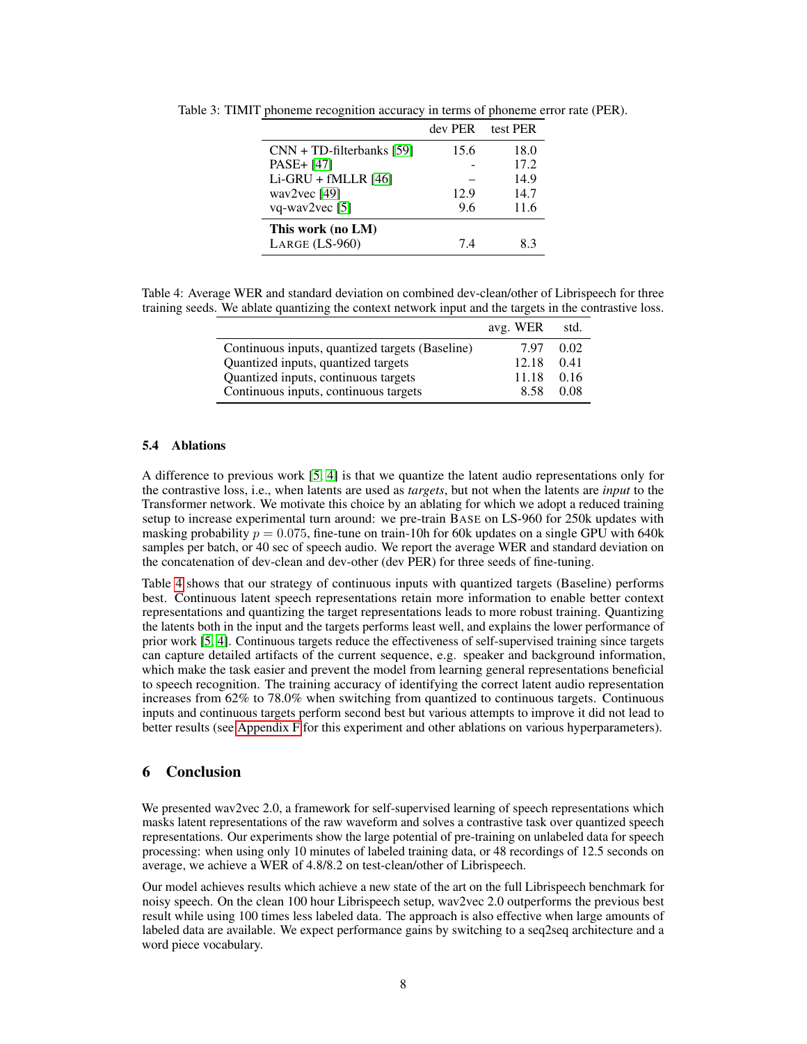Table 3: TIMIT phoneme recognition accuracy in terms of phoneme error rate (PER).

| | dev PER | test PER |
|---|---|---|
| CNN + TD-filterbanks [59] | 15.6 | 18.0 |
| PASE+ [47] | - | 17.2 |
| Li-GRU + fMLLR [46] | – | 14.9 |
| wav2vec [49] | 12.9 | 14.7 |
| vq-wav2vec [5] | 9.6 | 11.6 |
| **This work (no LM)** | | |
| LARGE (LS-960) | 7.4 | 8.3 |

Table 4: Average WER and standard deviation on combined dev-clean/other of Librispeech for three training seeds. We ablate quantizing the context network input and the targets in the contrastive loss.

| | avg. WER | std. |
|---|---|---|
| Continuous inputs, quantized targets (Baseline) | 7.97 | 0.02 |
| Quantized inputs, quantized targets | 12.18 | 0.41 |
| Quantized inputs, continuous targets | 11.18 | 0.16 |
| Continuous inputs, continuous targets | 8.58 | 0.08 |

### 5.4 Ablations

A difference to previous work [5, 4] is that we quantize the latent audio representations only for the contrastive loss, i.e., when latents are used as *targets*, but not when the latents are *input* to the Transformer network. We motivate this choice by an ablating for which we adopt a reduced training setup to increase experimental turn around: we pre-train BASE on LS-960 for 250k updates with masking probability $p = 0.075$, fine-tune on train-10h for 60k updates on a single GPU with 640k samples per batch, or 40 sec of speech audio. We report the average WER and standard deviation on the concatenation of dev-clean and dev-other (dev PER) for three seeds of fine-tuning.

Table 4 shows that our strategy of continuous inputs with quantized targets (Baseline) performs best. Continuous latent speech representations retain more information to enable better context representations and quantizing the target representations leads to more robust training. Quantizing the latents both in the input and the targets performs least well, and explains the lower performance of prior work [5, 4]. Continuous targets reduce the effectiveness of self-supervised training since targets can capture detailed artifacts of the current sequence, e.g. speaker and background information, which make the task easier and prevent the model from learning general representations beneficial to speech recognition. The training accuracy of identifying the correct latent audio representation increases from 62% to 78.0% when switching from quantized to continuous targets. Continuous inputs and continuous targets perform second best but various attempts to improve it did not lead to better results (see Appendix F for this experiment and other ablations on various hyperparameters).

## 6 Conclusion

We presented wav2vec 2.0, a framework for self-supervised learning of speech representations which masks latent representations of the raw waveform and solves a contrastive task over quantized speech representations. Our experiments show the large potential of pre-training on unlabeled data for speech processing: when using only 10 minutes of labeled training data, or 48 recordings of 12.5 seconds on average, we achieve a WER of 4.8/8.2 on test-clean/other of Librispeech.

Our model achieves results which achieve a new state of the art on the full Librispeech benchmark for noisy speech. On the clean 100 hour Librispeech setup, wav2vec 2.0 outperforms the previous best result while using 100 times less labeled data. The approach is also effective when large amounts of labeled data are available. We expect performance gains by switching to a seq2seq architecture and a word piece vocabulary.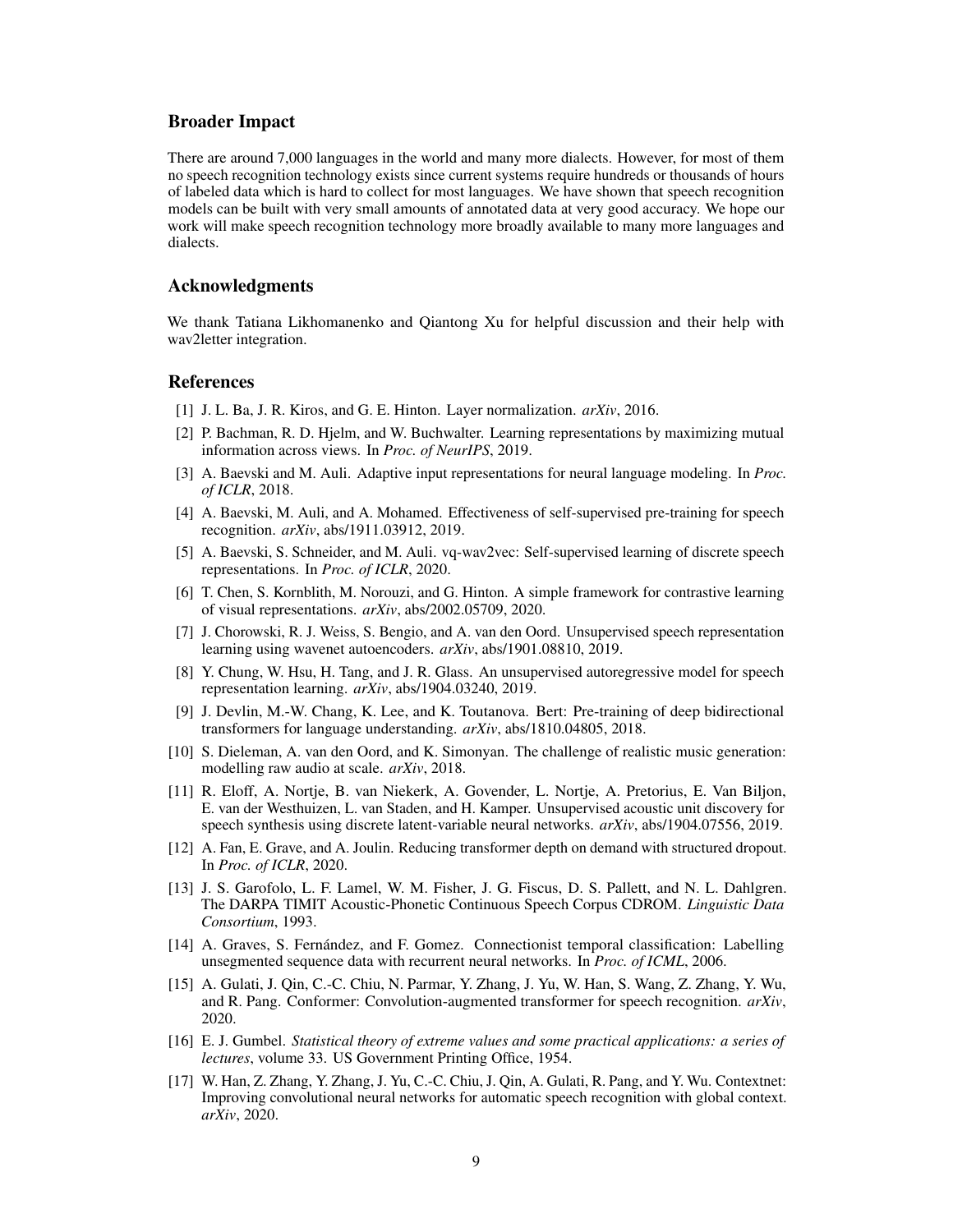## Broader Impact

There are around 7,000 languages in the world and many more dialects. However, for most of them no speech recognition technology exists since current systems require hundreds or thousands of hours of labeled data which is hard to collect for most languages. We have shown that speech recognition models can be built with very small amounts of annotated data at very good accuracy. We hope our work will make speech recognition technology more broadly available to many more languages and dialects.

## Acknowledgments

We thank Tatiana Likhomanenko and Qiantong Xu for helpful discussion and their help with wav2letter integration.

## References

[1] J. L. Ba, J. R. Kiros, and G. E. Hinton. Layer normalization. *arXiv*, 2016.

[2] P. Bachman, R. D. Hjelm, and W. Buchwalter. Learning representations by maximizing mutual information across views. In *Proc. of NeurIPS*, 2019.

[3] A. Baevski and M. Auli. Adaptive input representations for neural language modeling. In *Proc. of ICLR*, 2018.

[4] A. Baevski, M. Auli, and A. Mohamed. Effectiveness of self-supervised pre-training for speech recognition. *arXiv*, abs/1911.03912, 2019.

[5] A. Baevski, S. Schneider, and M. Auli. vq-wav2vec: Self-supervised learning of discrete speech representations. In *Proc. of ICLR*, 2020.

[6] T. Chen, S. Kornblith, M. Norouzi, and G. Hinton. A simple framework for contrastive learning of visual representations. *arXiv*, abs/2002.05709, 2020.

[7] J. Chorowski, R. J. Weiss, S. Bengio, and A. van den Oord. Unsupervised speech representation learning using wavenet autoencoders. *arXiv*, abs/1901.08810, 2019.

[8] Y. Chung, W. Hsu, H. Tang, and J. R. Glass. An unsupervised autoregressive model for speech representation learning. *arXiv*, abs/1904.03240, 2019.

[9] J. Devlin, M.-W. Chang, K. Lee, and K. Toutanova. Bert: Pre-training of deep bidirectional transformers for language understanding. *arXiv*, abs/1810.04805, 2018.

[10] S. Dieleman, A. van den Oord, and K. Simonyan. The challenge of realistic music generation: modelling raw audio at scale. *arXiv*, 2018.

[11] R. Eloff, A. Nortje, B. van Niekerk, A. Govender, L. Nortje, A. Pretorius, E. Van Biljon, E. van der Westhuizen, L. van Staden, and H. Kamper. Unsupervised acoustic unit discovery for speech synthesis using discrete latent-variable neural networks. *arXiv*, abs/1904.07556, 2019.

[12] A. Fan, E. Grave, and A. Joulin. Reducing transformer depth on demand with structured dropout. In *Proc. of ICLR*, 2020.

[13] J. S. Garofolo, L. F. Lamel, W. M. Fisher, J. G. Fiscus, D. S. Pallett, and N. L. Dahlgren. The DARPA TIMIT Acoustic-Phonetic Continuous Speech Corpus CDROM. *Linguistic Data Consortium*, 1993.

[14] A. Graves, S. Fernández, and F. Gomez. Connectionist temporal classification: Labelling unsegmented sequence data with recurrent neural networks. In *Proc. of ICML*, 2006.

[15] A. Gulati, J. Qin, C.-C. Chiu, N. Parmar, Y. Zhang, J. Yu, W. Han, S. Wang, Z. Zhang, Y. Wu, and R. Pang. Conformer: Convolution-augmented transformer for speech recognition. *arXiv*, 2020.

[16] E. J. Gumbel. *Statistical theory of extreme values and some practical applications: a series of lectures*, volume 33. US Government Printing Office, 1954.

[17] W. Han, Z. Zhang, Y. Zhang, J. Yu, C.-C. Chiu, J. Qin, A. Gulati, R. Pang, and Y. Wu. Contextnet: Improving convolutional neural networks for automatic speech recognition with global context. *arXiv*, 2020.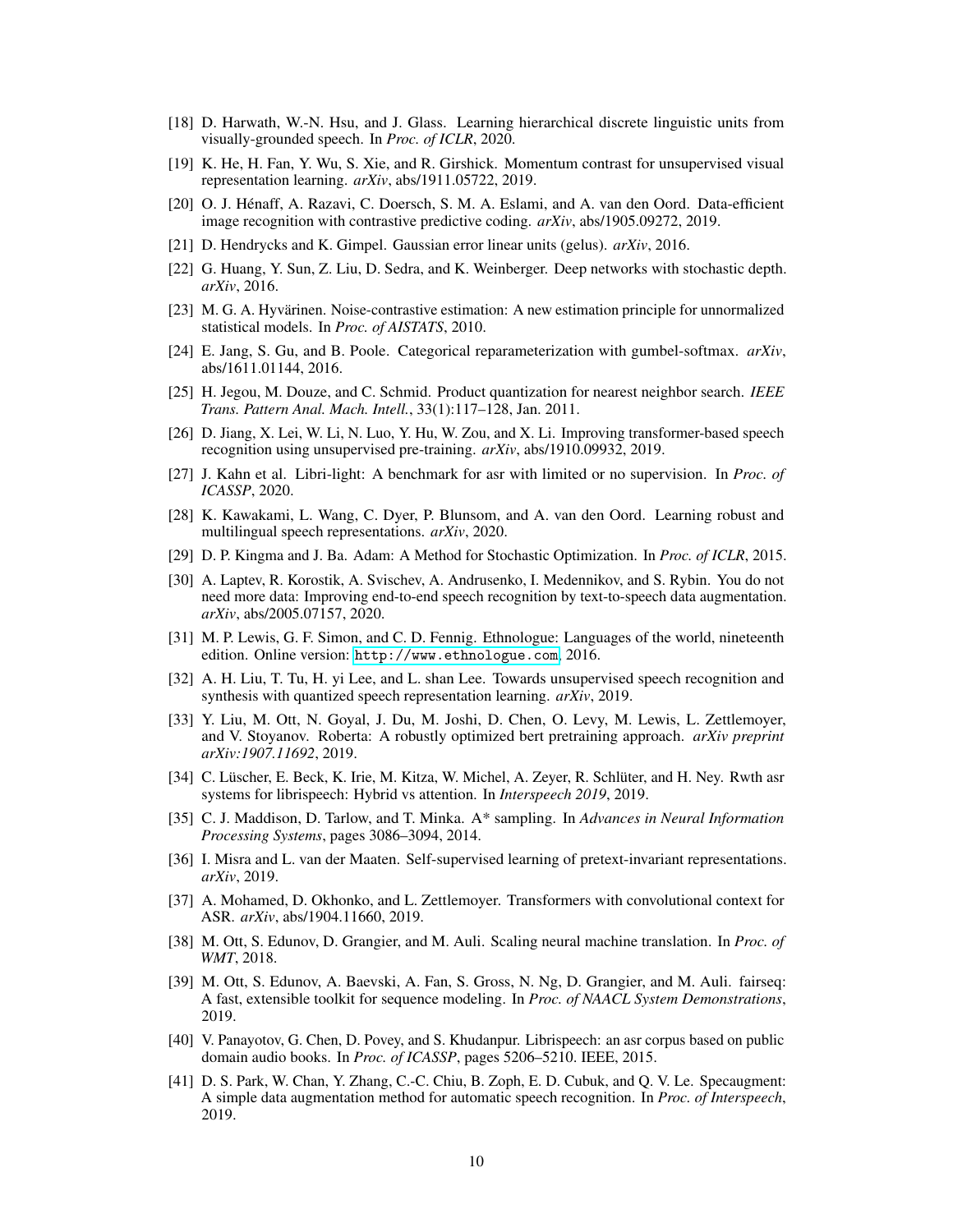[18] D. Harwath, W.-N. Hsu, and J. Glass. Learning hierarchical discrete linguistic units from visually-grounded speech. In *Proc. of ICLR*, 2020.

[19] K. He, H. Fan, Y. Wu, S. Xie, and R. Girshick. Momentum contrast for unsupervised visual representation learning. *arXiv*, abs/1911.05722, 2019.

[20] O. J. Hénaff, A. Razavi, C. Doersch, S. M. A. Eslami, and A. van den Oord. Data-efficient image recognition with contrastive predictive coding. *arXiv*, abs/1905.09272, 2019.

[21] D. Hendrycks and K. Gimpel. Gaussian error linear units (gelus). *arXiv*, 2016.

[22] G. Huang, Y. Sun, Z. Liu, D. Sedra, and K. Weinberger. Deep networks with stochastic depth. *arXiv*, 2016.

[23] M. G. A. Hyvärinen. Noise-contrastive estimation: A new estimation principle for unnormalized statistical models. In *Proc. of AISTATS*, 2010.

[24] E. Jang, S. Gu, and B. Poole. Categorical reparameterization with gumbel-softmax. *arXiv*, abs/1611.01144, 2016.

[25] H. Jegou, M. Douze, and C. Schmid. Product quantization for nearest neighbor search. *IEEE Trans. Pattern Anal. Mach. Intell.*, 33(1):117–128, Jan. 2011.

[26] D. Jiang, X. Lei, W. Li, N. Luo, Y. Hu, W. Zou, and X. Li. Improving transformer-based speech recognition using unsupervised pre-training. *arXiv*, abs/1910.09932, 2019.

[27] J. Kahn et al. Libri-light: A benchmark for asr with limited or no supervision. In *Proc. of ICASSP*, 2020.

[28] K. Kawakami, L. Wang, C. Dyer, P. Blunsom, and A. van den Oord. Learning robust and multilingual speech representations. *arXiv*, 2020.

[29] D. P. Kingma and J. Ba. Adam: A Method for Stochastic Optimization. In *Proc. of ICLR*, 2015.

[30] A. Laptev, R. Korostik, A. Svischev, A. Andrusenko, I. Medennikov, and S. Rybin. You do not need more data: Improving end-to-end speech recognition by text-to-speech data augmentation. *arXiv*, abs/2005.07157, 2020.

[31] M. P. Lewis, G. F. Simon, and C. D. Fennig. Ethnologue: Languages of the world, nineteenth edition. Online version: http://www.ethnologue.com, 2016.

[32] A. H. Liu, T. Tu, H. yi Lee, and L. shan Lee. Towards unsupervised speech recognition and synthesis with quantized speech representation learning. *arXiv*, 2019.

[33] Y. Liu, M. Ott, N. Goyal, J. Du, M. Joshi, D. Chen, O. Levy, M. Lewis, L. Zettlemoyer, and V. Stoyanov. Roberta: A robustly optimized bert pretraining approach. *arXiv preprint arXiv:1907.11692*, 2019.

[34] C. Lüscher, E. Beck, K. Irie, M. Kitza, W. Michel, A. Zeyer, R. Schlüter, and H. Ney. Rwth asr systems for librispeech: Hybrid vs attention. In *Interspeech 2019*, 2019.

[35] C. J. Maddison, D. Tarlow, and T. Minka. A* sampling. In *Advances in Neural Information Processing Systems*, pages 3086–3094, 2014.

[36] I. Misra and L. van der Maaten. Self-supervised learning of pretext-invariant representations. *arXiv*, 2019.

[37] A. Mohamed, D. Okhonko, and L. Zettlemoyer. Transformers with convolutional context for ASR. *arXiv*, abs/1904.11660, 2019.

[38] M. Ott, S. Edunov, D. Grangier, and M. Auli. Scaling neural machine translation. In *Proc. of WMT*, 2018.

[39] M. Ott, S. Edunov, A. Baevski, A. Fan, S. Gross, N. Ng, D. Grangier, and M. Auli. fairseq: A fast, extensible toolkit for sequence modeling. In *Proc. of NAACL System Demonstrations*, 2019.

[40] V. Panayotov, G. Chen, D. Povey, and S. Khudanpur. Librispeech: an asr corpus based on public domain audio books. In *Proc. of ICASSP*, pages 5206–5210. IEEE, 2015.

[41] D. S. Park, W. Chan, Y. Zhang, C.-C. Chiu, B. Zoph, E. D. Cubuk, and Q. V. Le. Specaugment: A simple data augmentation method for automatic speech recognition. In *Proc. of Interspeech*, 2019.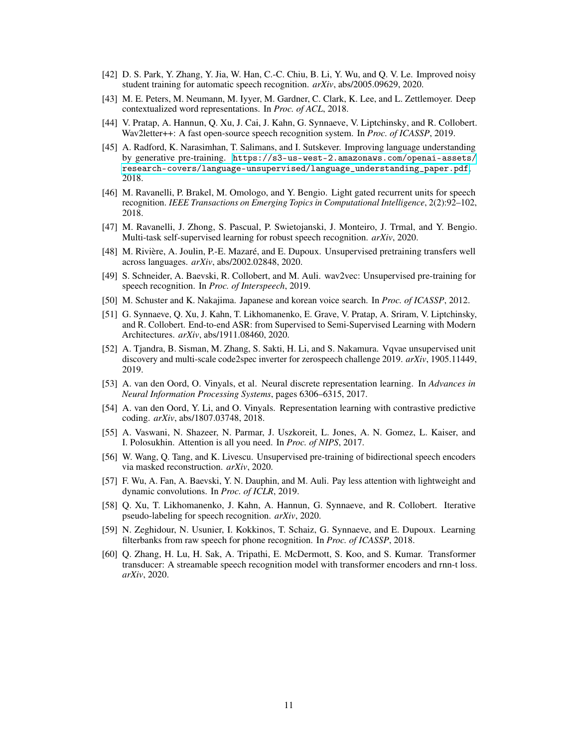[42] D. S. Park, Y. Zhang, Y. Jia, W. Han, C.-C. Chiu, B. Li, Y. Wu, and Q. V. Le. Improved noisy student training for automatic speech recognition. *arXiv*, abs/2005.09629, 2020.

[43] M. E. Peters, M. Neumann, M. Iyyer, M. Gardner, C. Clark, K. Lee, and L. Zettlemoyer. Deep contextualized word representations. In *Proc. of ACL*, 2018.

[44] V. Pratap, A. Hannun, Q. Xu, J. Cai, J. Kahn, G. Synnaeve, V. Liptchinsky, and R. Collobert. Wav2letter++: A fast open-source speech recognition system. In *Proc. of ICASSP*, 2019.

[45] A. Radford, K. Narasimhan, T. Salimans, and I. Sutskever. Improving language understanding by generative pre-training. https://s3-us-west-2.amazonaws.com/openai-assets/research-covers/language-unsupervised/language_understanding_paper.pdf, 2018.

[46] M. Ravanelli, P. Brakel, M. Omologo, and Y. Bengio. Light gated recurrent units for speech recognition. *IEEE Transactions on Emerging Topics in Computational Intelligence*, 2(2):92–102, 2018.

[47] M. Ravanelli, J. Zhong, S. Pascual, P. Swietojanski, J. Monteiro, J. Trmal, and Y. Bengio. Multi-task self-supervised learning for robust speech recognition. *arXiv*, 2020.

[48] M. Rivière, A. Joulin, P.-E. Mazaré, and E. Dupoux. Unsupervised pretraining transfers well across languages. *arXiv*, abs/2002.02848, 2020.

[49] S. Schneider, A. Baevski, R. Collobert, and M. Auli. wav2vec: Unsupervised pre-training for speech recognition. In *Proc. of Interspeech*, 2019.

[50] M. Schuster and K. Nakajima. Japanese and korean voice search. In *Proc. of ICASSP*, 2012.

[51] G. Synnaeve, Q. Xu, J. Kahn, T. Likhomanenko, E. Grave, V. Pratap, A. Sriram, V. Liptchinsky, and R. Collobert. End-to-end ASR: from Supervised to Semi-Supervised Learning with Modern Architectures. *arXiv*, abs/1911.08460, 2020.

[52] A. Tjandra, B. Sisman, M. Zhang, S. Sakti, H. Li, and S. Nakamura. Vqvae unsupervised unit discovery and multi-scale code2spec inverter for zerospeech challenge 2019. *arXiv*, 1905.11449, 2019.

[53] A. van den Oord, O. Vinyals, et al. Neural discrete representation learning. In *Advances in Neural Information Processing Systems*, pages 6306–6315, 2017.

[54] A. van den Oord, Y. Li, and O. Vinyals. Representation learning with contrastive predictive coding. *arXiv*, abs/1807.03748, 2018.

[55] A. Vaswani, N. Shazeer, N. Parmar, J. Uszkoreit, L. Jones, A. N. Gomez, L. Kaiser, and I. Polosukhin. Attention is all you need. In *Proc. of NIPS*, 2017.

[56] W. Wang, Q. Tang, and K. Livescu. Unsupervised pre-training of bidirectional speech encoders via masked reconstruction. *arXiv*, 2020.

[57] F. Wu, A. Fan, A. Baevski, Y. N. Dauphin, and M. Auli. Pay less attention with lightweight and dynamic convolutions. In *Proc. of ICLR*, 2019.

[58] Q. Xu, T. Likhomanenko, J. Kahn, A. Hannun, G. Synnaeve, and R. Collobert. Iterative pseudo-labeling for speech recognition. *arXiv*, 2020.

[59] N. Zeghidour, N. Usunier, I. Kokkinos, T. Schaiz, G. Synnaeve, and E. Dupoux. Learning filterbanks from raw speech for phone recognition. In *Proc. of ICASSP*, 2018.

[60] Q. Zhang, H. Lu, H. Sak, A. Tripathi, E. McDermott, S. Koo, and S. Kumar. Transformer transducer: A streamable speech recognition model with transformer encoders and rnn-t loss. *arXiv*, 2020.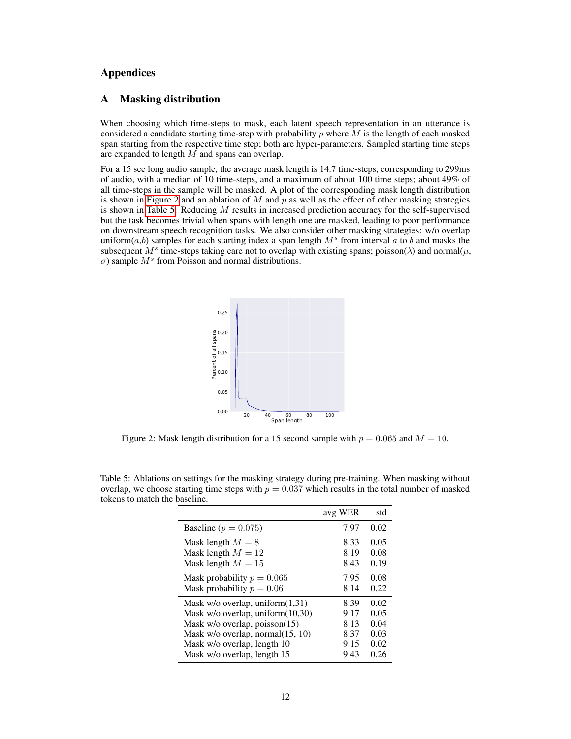# Appendices

## A Masking distribution

When choosing which time-steps to mask, each latent speech representation in an utterance is considered a candidate starting time-step with probability $p$ where $M$ is the length of each masked span starting from the respective time step; both are hyper-parameters. Sampled starting time steps are expanded to length $M$ and spans can overlap.

For a 15 sec long audio sample, the average mask length is 14.7 time-steps, corresponding to 299ms of audio, with a median of 10 time-steps, and a maximum of about 100 time steps; about 49% of all time-steps in the sample will be masked. A plot of the corresponding mask length distribution is shown in Figure 2 and an ablation of $M$ and $p$ as well as the effect of other masking strategies is shown in Table 5. Reducing $M$ results in increased prediction accuracy for the self-supervised but the task becomes trivial when spans with length one are masked, leading to poor performance on downstream speech recognition tasks. We also consider other masking strategies: w/o overlap uniform($a$,$b$) samples for each starting index a span length $M^s$ from interval $a$ to $b$ and masks the subsequent $M^s$ time-steps taking care not to overlap with existing spans; poisson($\lambda$) and normal($\mu$, $\sigma$) sample $M^s$ from Poisson and normal distributions.

Figure 2: Mask length distribution for a 15 second sample with $p = 0.065$ and $M = 10$.

Table 5: Ablations on settings for the masking strategy during pre-training. When masking without overlap, we choose starting time steps with $p = 0.037$ which results in the total number of masked tokens to match the baseline.

| | avg WER | std |
|---|---|---|
| Baseline ($p = 0.075$) | 7.97 | 0.02 |
| Mask length $M = 8$ | 8.33 | 0.05 |
| Mask length $M = 12$ | 8.19 | 0.08 |
| Mask length $M = 15$ | 8.43 | 0.19 |
| Mask probability $p = 0.065$ | 7.95 | 0.08 |
| Mask probability $p = 0.06$ | 8.14 | 0.22 |
| Mask w/o overlap, uniform(1,31) | 8.39 | 0.02 |
| Mask w/o overlap, uniform(10,30) | 9.17 | 0.05 |
| Mask w/o overlap, poisson(15) | 8.13 | 0.04 |
| Mask w/o overlap, normal(15, 10) | 8.37 | 0.03 |
| Mask w/o overlap, length 10 | 9.15 | 0.02 |
| Mask w/o overlap, length 15 | 9.43 | 0.26 |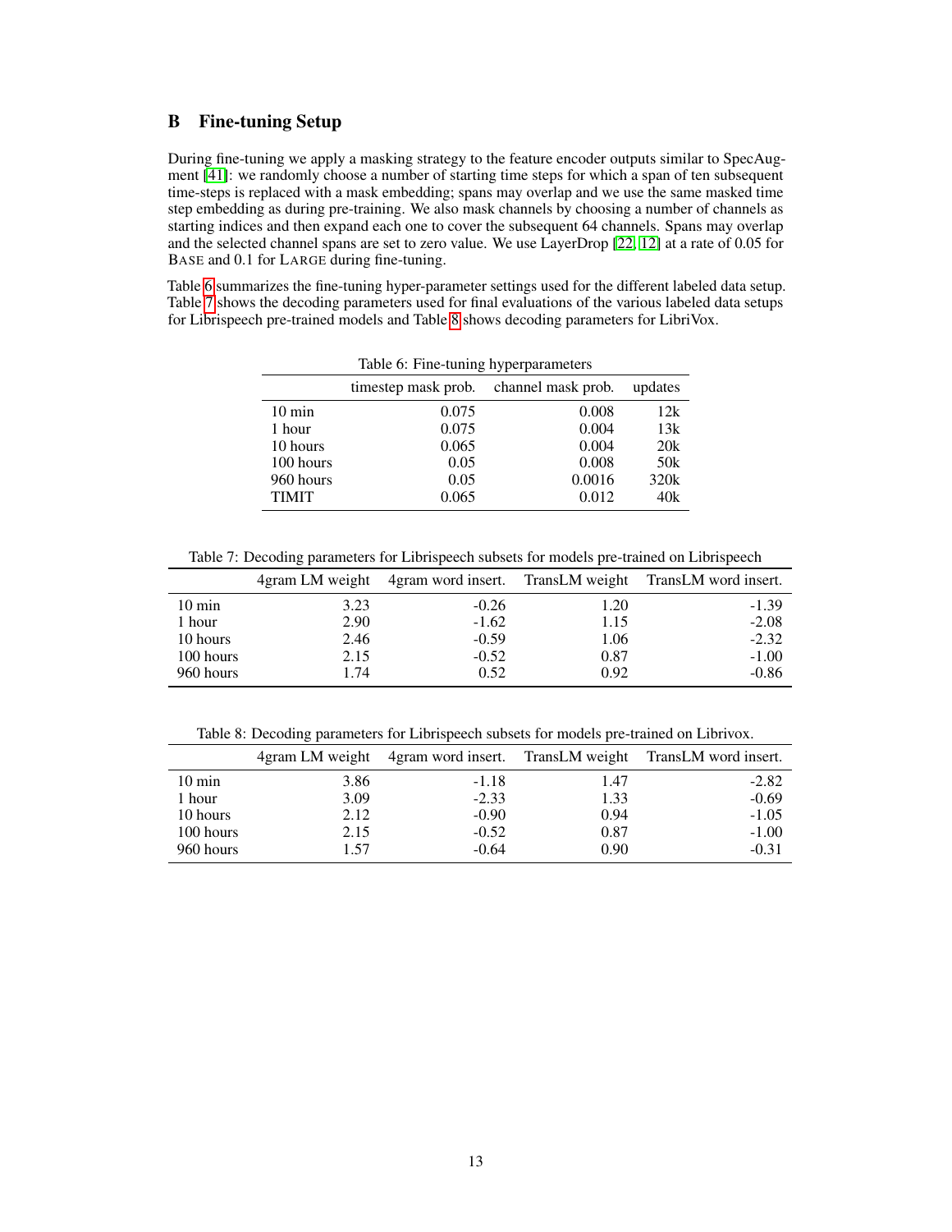## B Fine-tuning Setup

During fine-tuning we apply a masking strategy to the feature encoder outputs similar to SpecAugment [41]: we randomly choose a number of starting time steps for which a span of ten subsequent time-steps is replaced with a mask embedding; spans may overlap and we use the same masked time step embedding as during pre-training. We also mask channels by choosing a number of channels as starting indices and then expand each one to cover the subsequent 64 channels. Spans may overlap and the selected channel spans are set to zero value. We use LayerDrop [22, 12] at a rate of 0.05 for BASE and 0.1 for LARGE during fine-tuning.

Table 6 summarizes the fine-tuning hyper-parameter settings used for the different labeled data setup. Table 7 shows the decoding parameters used for final evaluations of the various labeled data setups for Librispeech pre-trained models and Table 8 shows decoding parameters for LibriVox.

Table 6: Fine-tuning hyperparameters

| | timestep mask prob. | channel mask prob. | updates |
|---|---|---|---|
| 10 min | 0.075 | 0.008 | 12k |
| 1 hour | 0.075 | 0.004 | 13k |
| 10 hours | 0.065 | 0.004 | 20k |
| 100 hours | 0.05 | 0.008 | 50k |
| 960 hours | 0.05 | 0.0016 | 320k |
| TIMIT | 0.065 | 0.012 | 40k |

Table 7: Decoding parameters for Librispeech subsets for models pre-trained on Librispeech

| | 4gram LM weight | 4gram word insert. | TransLM weight | TransLM word insert. |
|---|---|---|---|---|
| 10 min | 3.23 | -0.26 | 1.20 | -1.39 |
| 1 hour | 2.90 | -1.62 | 1.15 | -2.08 |
| 10 hours | 2.46 | -0.59 | 1.06 | -2.32 |
| 100 hours | 2.15 | -0.52 | 0.87 | -1.00 |
| 960 hours | 1.74 | 0.52 | 0.92 | -0.86 |

Table 8: Decoding parameters for Librispeech subsets for models pre-trained on Librivox.

| | 4gram LM weight | 4gram word insert. | TransLM weight | TransLM word insert. |
|---|---|---|---|---|
| 10 min | 3.86 | -1.18 | 1.47 | -2.82 |
| 1 hour | 3.09 | -2.33 | 1.33 | -0.69 |
| 10 hours | 2.12 | -0.90 | 0.94 | -1.05 |
| 100 hours | 2.15 | -0.52 | 0.87 | -1.00 |
| 960 hours | 1.57 | -0.64 | 0.90 | -0.31 |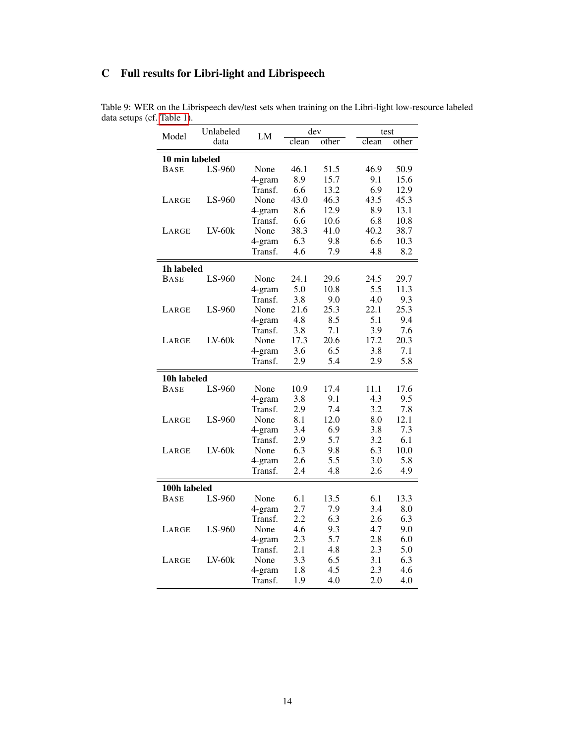# C Full results for Libri-light and Librispeech

Table 9: WER on the Librispeech dev/test sets when training on the Libri-light low-resource labeled data setups (cf. Table 1).

| Model | Unlabeled data | LM | dev | | test | |
|---|---|---|---|---|---|---|
| | | | clean | other | clean | other |
| **10 min labeled** | | | | | | |
| BASE | LS-960 | None | 46.1 | 51.5 | 46.9 | 50.9 |
| | | 4-gram | 8.9 | 15.7 | 9.1 | 15.6 |
| | | Transf. | 6.6 | 13.2 | 6.9 | 12.9 |
| LARGE | LS-960 | None | 43.0 | 46.3 | 43.5 | 45.3 |
| | | 4-gram | 8.6 | 12.9 | 8.9 | 13.1 |
| | | Transf. | 6.6 | 10.6 | 6.8 | 10.8 |
| LARGE | LV-60k | None | 38.3 | 41.0 | 40.2 | 38.7 |
| | | 4-gram | 6.3 | 9.8 | 6.6 | 10.3 |
| | | Transf. | 4.6 | 7.9 | 4.8 | 8.2 |
| **1h labeled** | | | | | | |
| BASE | LS-960 | None | 24.1 | 29.6 | 24.5 | 29.7 |
| | | 4-gram | 5.0 | 10.8 | 5.5 | 11.3 |
| | | Transf. | 3.8 | 9.0 | 4.0 | 9.3 |
| LARGE | LS-960 | None | 21.6 | 25.3 | 22.1 | 25.3 |
| | | 4-gram | 4.8 | 8.5 | 5.1 | 9.4 |
| | | Transf. | 3.8 | 7.1 | 3.9 | 7.6 |
| LARGE | LV-60k | None | 17.3 | 20.6 | 17.2 | 20.3 |
| | | 4-gram | 3.6 | 6.5 | 3.8 | 7.1 |
| | | Transf. | 2.9 | 5.4 | 2.9 | 5.8 |
| **10h labeled** | | | | | | |
| BASE | LS-960 | None | 10.9 | 17.4 | 11.1 | 17.6 |
| | | 4-gram | 3.8 | 9.1 | 4.3 | 9.5 |
| | | Transf. | 2.9 | 7.4 | 3.2 | 7.8 |
| LARGE | LS-960 | None | 8.1 | 12.0 | 8.0 | 12.1 |
| | | 4-gram | 3.4 | 6.9 | 3.8 | 7.3 |
| | | Transf. | 2.9 | 5.7 | 3.2 | 6.1 |
| LARGE | LV-60k | None | 6.3 | 9.8 | 6.3 | 10.0 |
| | | 4-gram | 2.6 | 5.5 | 3.0 | 5.8 |
| | | Transf. | 2.4 | 4.8 | 2.6 | 4.9 |
| **100h labeled** | | | | | | |
| BASE | LS-960 | None | 6.1 | 13.5 | 6.1 | 13.3 |
| | | 4-gram | 2.7 | 7.9 | 3.4 | 8.0 |
| | | Transf. | 2.2 | 6.3 | 2.6 | 6.3 |
| LARGE | LS-960 | None | 4.6 | 9.3 | 4.7 | 9.0 |
| | | 4-gram | 2.3 | 5.7 | 2.8 | 6.0 |
| | | Transf. | 2.1 | 4.8 | 2.3 | 5.0 |
| LARGE | LV-60k | None | 3.3 | 6.5 | 3.1 | 6.3 |
| | | 4-gram | 1.8 | 4.5 | 2.3 | 4.6 |
| | | Transf. | 1.9 | 4.0 | 2.0 | 4.0 |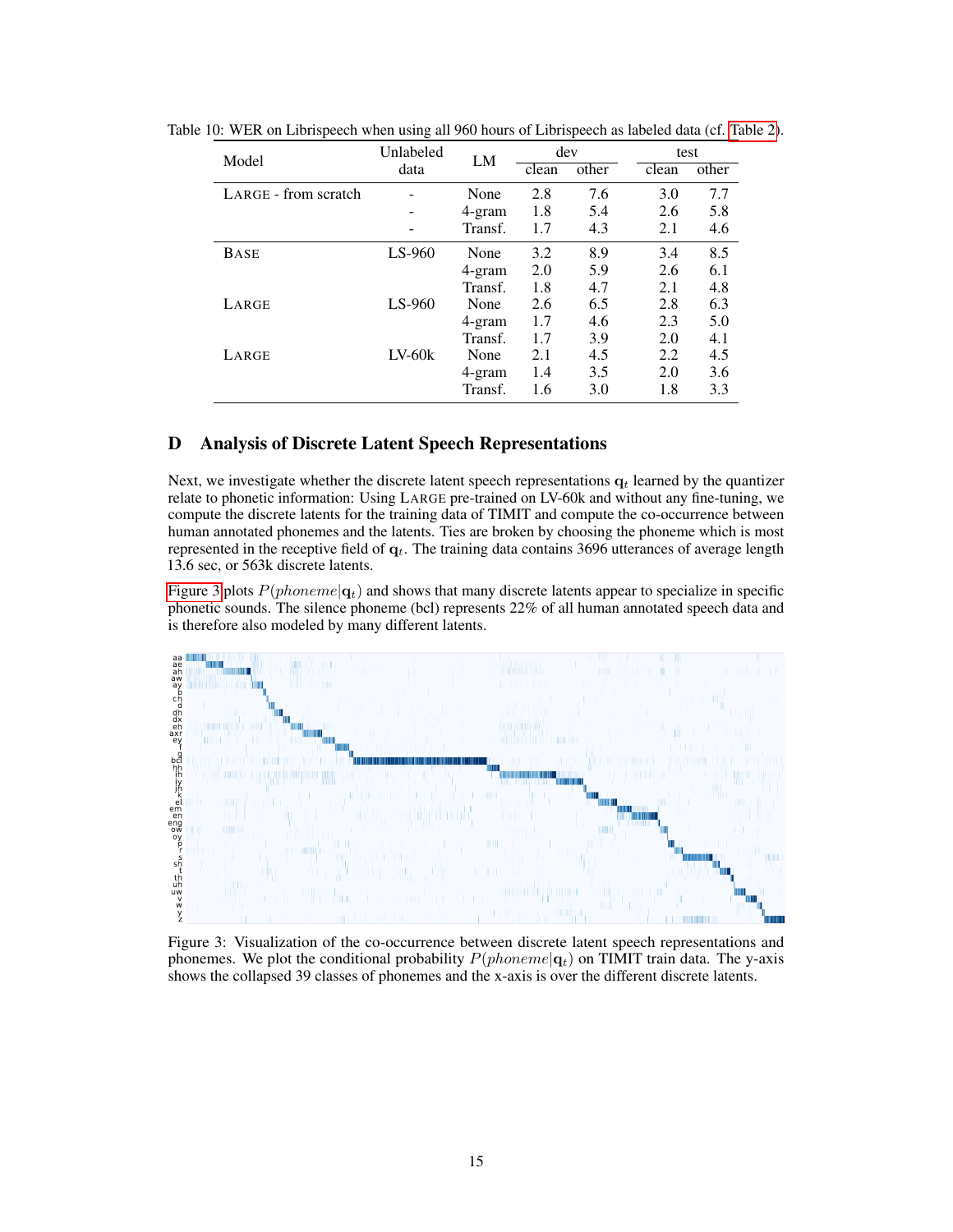Table 10: WER on Librispeech when using all 960 hours of Librispeech as labeled data (cf. Table 2).

| Model | Unlabeled data | LM | dev | | test | |
|---|---|---|---|---|---|---|
| | | | clean | other | clean | other |
| LARGE - from scratch | - | None | 2.8 | 7.6 | 3.0 | 7.7 |
| | - | 4-gram | 1.8 | 5.4 | 2.6 | 5.8 |
| | - | Transf. | 1.7 | 4.3 | 2.1 | 4.6 |
| BASE | LS-960 | None | 3.2 | 8.9 | 3.4 | 8.5 |
| | | 4-gram | 2.0 | 5.9 | 2.6 | 6.1 |
| | | Transf. | 1.8 | 4.7 | 2.1 | 4.8 |
| LARGE | LS-960 | None | 2.6 | 6.5 | 2.8 | 6.3 |
| | | 4-gram | 1.7 | 4.6 | 2.3 | 5.0 |
| | | Transf. | 1.7 | 3.9 | 2.0 | 4.1 |
| LARGE | LV-60k | None | 2.1 | 4.5 | 2.2 | 4.5 |
| | | 4-gram | 1.4 | 3.5 | 2.0 | 3.6 |
| | | Transf. | 1.6 | 3.0 | 1.8 | 3.3 |

# D Analysis of Discrete Latent Speech Representations

Next, we investigate whether the discrete latent speech representations $\mathbf{q}_t$ learned by the quantizer relate to phonetic information: Using LARGE pre-trained on LV-60k and without any fine-tuning, we compute the discrete latents for the training data of TIMIT and compute the co-occurrence between human annotated phonemes and the latents. Ties are broken by choosing the phoneme which is most represented in the receptive field of $\mathbf{q}_t$. The training data contains 3696 utterances of average length 13.6 sec, or 563k discrete latents.

Figure 3 plots $P(phoneme|\mathbf{q}_t)$ and shows that many discrete latents appear to specialize in specific phonetic sounds. The silence phoneme (bcl) represents 22% of all human annotated speech data and is therefore also modeled by many different latents.

Figure 3: Visualization of the co-occurrence between discrete latent speech representations and phonemes. We plot the conditional probability $P(phoneme|\mathbf{q}_t)$ on TIMIT train data. The y-axis shows the collapsed 39 classes of phonemes and the x-axis is over the different discrete latents.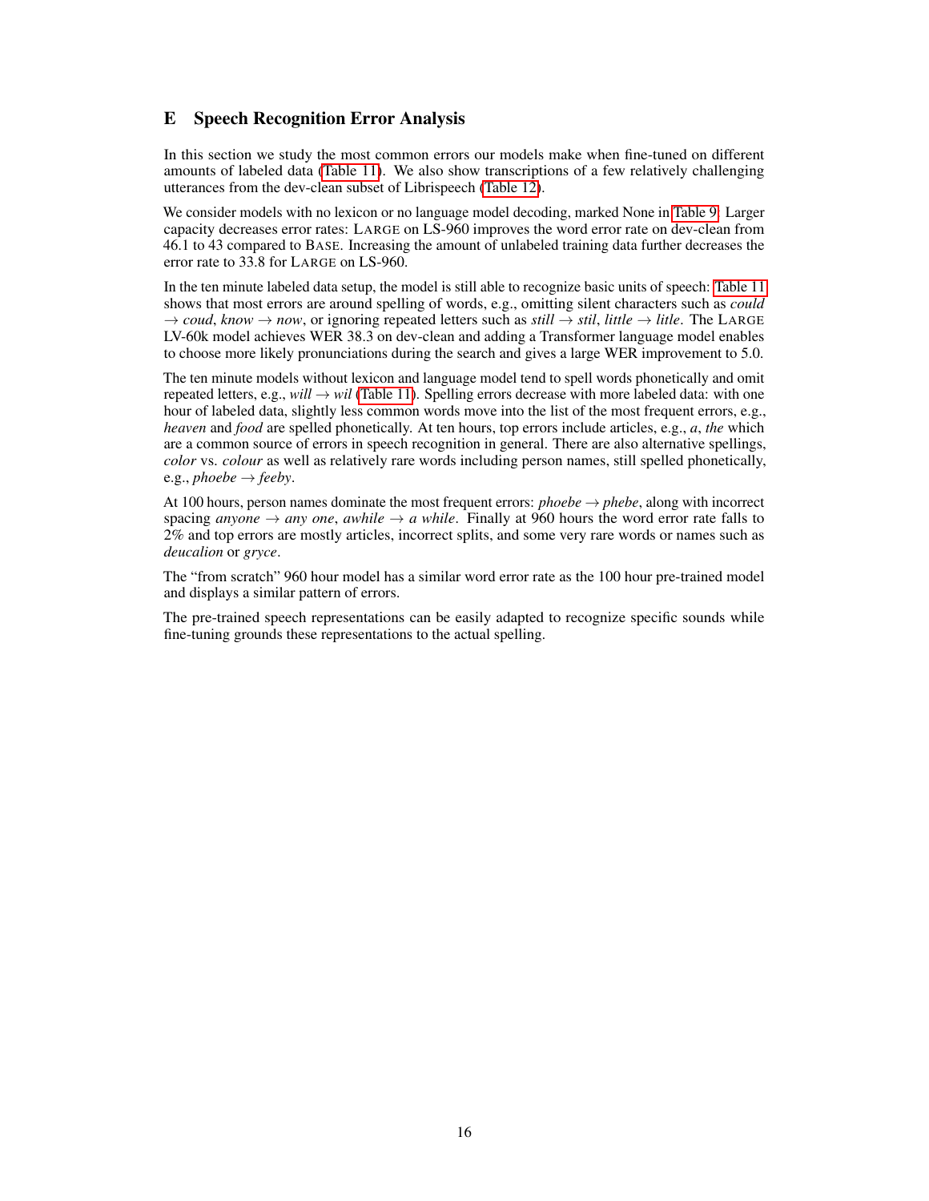## E Speech Recognition Error Analysis

In this section we study the most common errors our models make when fine-tuned on different amounts of labeled data (Table 11). We also show transcriptions of a few relatively challenging utterances from the dev-clean subset of Librispeech (Table 12).

We consider models with no lexicon or no language model decoding, marked None in Table 9. Larger capacity decreases error rates: LARGE on LS-960 improves the word error rate on dev-clean from 46.1 to 43 compared to BASE. Increasing the amount of unlabeled training data further decreases the error rate to 33.8 for LARGE on LS-960.

In the ten minute labeled data setup, the model is still able to recognize basic units of speech: Table 11 shows that most errors are around spelling of words, e.g., omitting silent characters such as *could* → *coud*, *know* → *now*, or ignoring repeated letters such as *still* → *stil*, *little* → *litle*. The LARGE LV-60k model achieves WER 38.3 on dev-clean and adding a Transformer language model enables to choose more likely pronunciations during the search and gives a large WER improvement to 5.0.

The ten minute models without lexicon and language model tend to spell words phonetically and omit repeated letters, e.g., *will* → *wil* (Table 11). Spelling errors decrease with more labeled data: with one hour of labeled data, slightly less common words move into the list of the most frequent errors, e.g., *heaven* and *food* are spelled phonetically. At ten hours, top errors include articles, e.g., *a*, *the* which are a common source of errors in speech recognition in general. There are also alternative spellings, *color* vs. *colour* as well as relatively rare words including person names, still spelled phonetically, e.g., *phoebe* → *feeby*.

At 100 hours, person names dominate the most frequent errors: *phoebe* → *phebe*, along with incorrect spacing *anyone* → *any one*, *awhile* → *a while*. Finally at 960 hours the word error rate falls to 2% and top errors are mostly articles, incorrect splits, and some very rare words or names such as *deucalion* or *gryce*.

The "from scratch" 960 hour model has a similar word error rate as the 100 hour pre-trained model and displays a similar pattern of errors.

The pre-trained speech representations can be easily adapted to recognize specific sounds while fine-tuning grounds these representations to the actual spelling.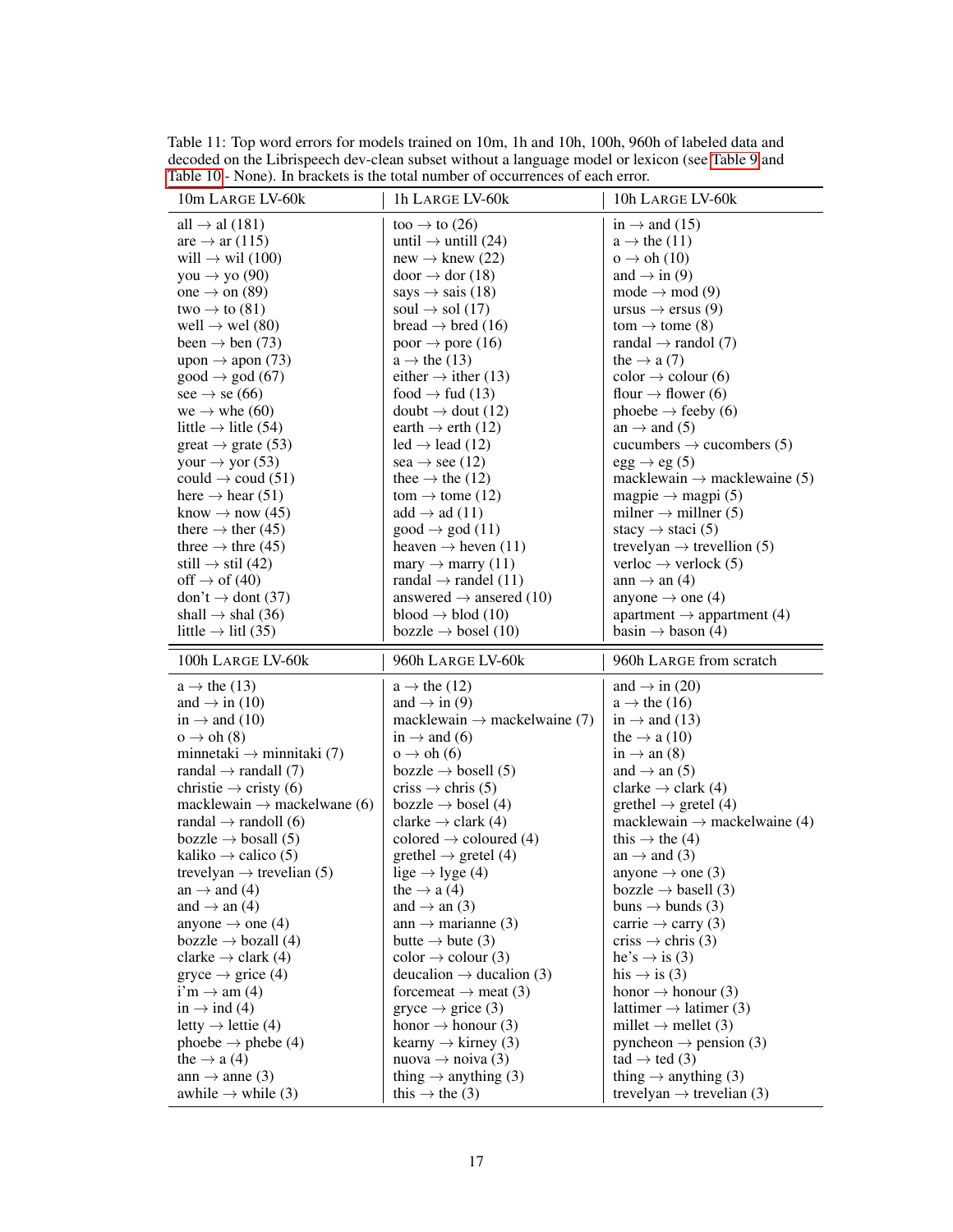Table 11: Top word errors for models trained on 10m, 1h and 10h, 100h, 960h of labeled data and decoded on the Librispeech dev-clean subset without a language model or lexicon (see Table 9 and Table 10 - None). In brackets is the total number of occurrences of each error.

| 10m LARGE LV-60k | 1h LARGE LV-60k | 10h LARGE LV-60k |
|---|---|---|
| all → al (181) | too → to (26) | in → and (15) |
| are → ar (115) | until → untill (24) | a → the (11) |
| will → wil (100) | new → knew (22) | o → oh (10) |
| you → yo (90) | door → dor (18) | and → in (9) |
| one → on (89) | says → sais (18) | mode → mod (9) |
| two → to (81) | soul → sol (17) | ursus → ersus (9) |
| well → wel (80) | bread → bred (16) | tom → tome (8) |
| been → ben (73) | poor → pore (16) | randal → randol (7) |
| upon → apon (73) | a → the (13) | the → a (7) |
| good → god (67) | either → ither (13) | color → colour (6) |
| see → se (66) | food → fud (13) | flour → flower (6) |
| we → whe (60) | doubt → dout (12) | phoebe → feeby (6) |
| little → litle (54) | earth → erth (12) | an → and (5) |
| great → grate (53) | led → lead (12) | cucumbers → cucombers (5) |
| your → yor (53) | sea → see (12) | egg → eg (5) |
| could → coud (51) | thee → the (12) | macklewain → macklewaine (5) |
| here → hear (51) | tom → tome (12) | magpie → magpi (5) |
| know → now (45) | add → ad (11) | milner → millner (5) |
| there → ther (45) | good → god (11) | stacy → staci (5) |
| three → thre (45) | heaven → heven (11) | trevelyan → trevellion (5) |
| still → stil (42) | mary → marry (11) | verloc → verlock (5) |
| off → of (40) | randal → randel (11) | ann → an (4) |
| don't → dont (37) | answered → ansered (10) | anyone → one (4) |
| shall → shal (36) | blood → blod (10) | apartment → appartment (4) |
| little → litl (35) | bozzle → bosel (10) | basin → bason (4) |

| 100h LARGE LV-60k | 960h LARGE LV-60k | 960h LARGE from scratch |
|---|---|---|
| a → the (13) | a → the (12) | and → in (20) |
| and → in (10) | and → in (9) | a → the (16) |
| in → and (10) | macklewain → mackelwaine (7) | in → and (13) |
| o → oh (8) | in → and (6) | the → a (10) |
| minnetaki → minnitaki (7) | o → oh (6) | in → an (8) |
| randal → randall (7) | bozzle → bosell (5) | and → an (5) |
| christie → cristy (6) | criss → chris (5) | clarke → clark (4) |
| macklewain → mackelwane (6) | bozzle → bosel (4) | grethel → gretel (4) |
| randal → randoll (6) | clarke → clark (4) | macklewain → mackelwaine (4) |
| bozzle → bosall (5) | colored → coloured (4) | this → the (4) |
| kaliko → calico (5) | grethel → gretel (4) | an → and (3) |
| trevelyan → trevelian (5) | lige → lyge (4) | anyone → one (3) |
| an → and (4) | the → a (4) | bozzle → basell (3) |
| and → an (4) | and → an (3) | buns → bunds (3) |
| anyone → one (4) | ann → marianne (3) | carrie → carry (3) |
| bozzle → bozall (4) | butte → bute (3) | criss → chris (3) |
| clarke → clark (4) | color → colour (3) | he's → is (3) |
| gryce → grice (4) | deucalion → ducalion (3) | his → is (3) |
| i'm → am (4) | forcemeat → meat (3) | honor → honour (3) |
| in → ind (4) | gryce → grice (3) | lattimer → latimer (3) |
| letty → lettie (4) | honor → honour (3) | millet → mellet (3) |
| phoebe → phebe (4) | kearny → kirney (3) | pyncheon → pension (3) |
| the → a (4) | nuova → noiva (3) | tad → ted (3) |
| ann → anne (3) | thing → anything (3) | thing → anything (3) |
| awhile → while (3) | this → the (3) | trevelyan → trevelian (3) |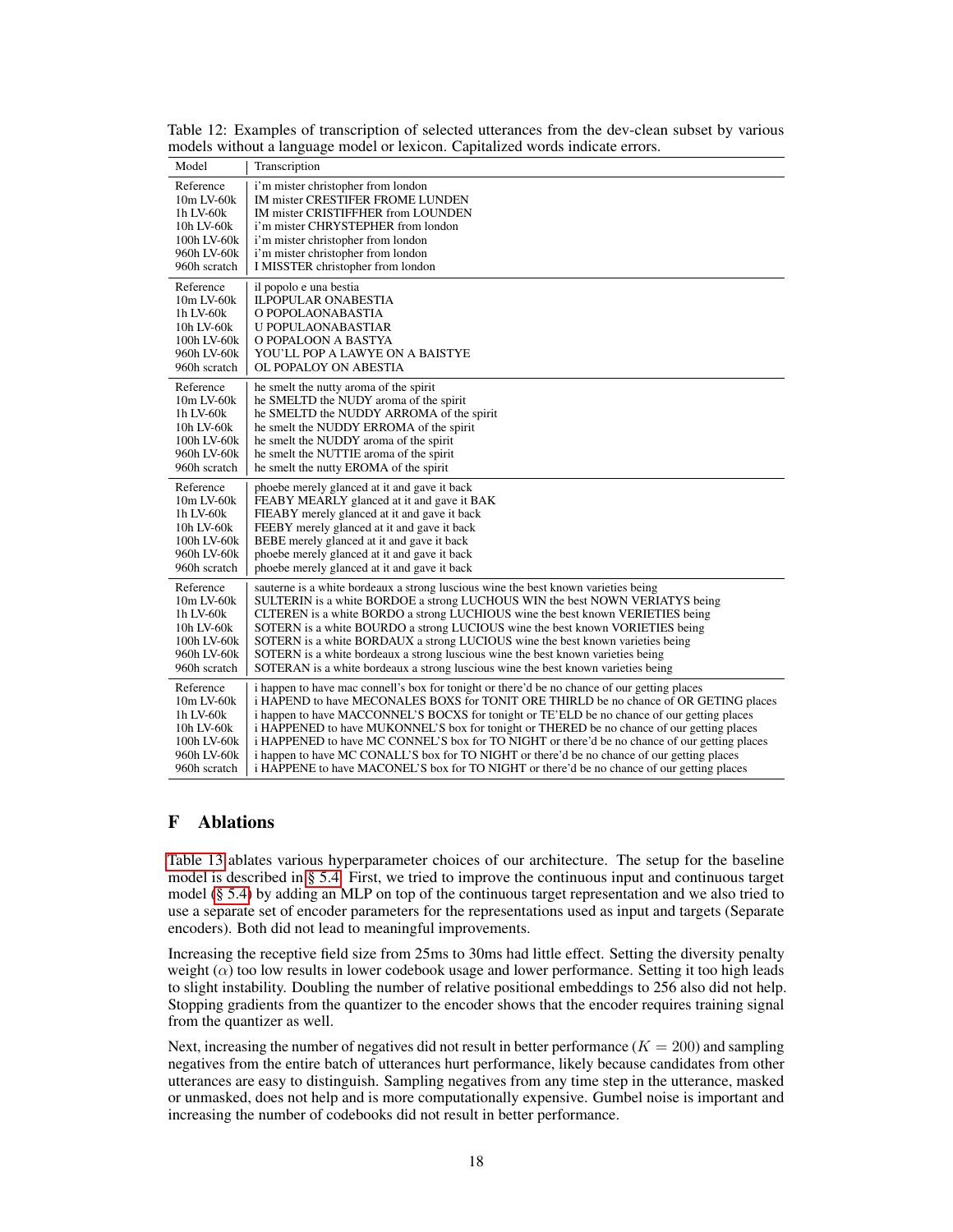Table 12: Examples of transcription of selected utterances from the dev-clean subset by various models without a language model or lexicon. Capitalized words indicate errors.

| Model | Transcription |
|---|---|
| Reference | i'm mister christopher from london |
| 10m LV-60k | IM mister CRESTIFER FROME LUNDEN |
| 1h LV-60k | IM mister CRISTIFFHER from LOUNDEN |
| 10h LV-60k | i'm mister CHRYSTEPHER from london |
| 100h LV-60k | i'm mister christopher from london |
| 960h LV-60k | i'm mister christopher from london |
| 960h scratch | I MISSTER christopher from london |
| Reference | il popolo e una bestia |
| 10m LV-60k | ILPOPULAR ONABESTIA |
| 1h LV-60k | O POPOLAONABASTIA |
| 10h LV-60k | U POPULAONABASTIAR |
| 100h LV-60k | O POPALOON A BASTYA |
| 960h LV-60k | YOU'LL POP A LAWYE ON A BAISTYE |
| 960h scratch | OL POPALOY ON ABESTIA |
| Reference | he smelt the nutty aroma of the spirit |
| 10m LV-60k | he SMELTD the NUDY aroma of the spirit |
| 1h LV-60k | he SMELTD the NUDDY ARROMA of the spirit |
| 10h LV-60k | he smelt the NUDDY ERROMA of the spirit |
| 100h LV-60k | he smelt the NUDDY aroma of the spirit |
| 960h LV-60k | he smelt the NUTTIE aroma of the spirit |
| 960h scratch | he smelt the nutty EROMA of the spirit |
| Reference | phoebe merely glanced at it and gave it back |
| 10m LV-60k | FEABY MEARLY glanced at it and gave it BAK |
| 1h LV-60k | FIEABY merely glanced at it and gave it back |
| 10h LV-60k | FEEBY merely glanced at it and gave it back |
| 100h LV-60k | BEBE merely glanced at it and gave it back |
| 960h LV-60k | phoebe merely glanced at it and gave it back |
| 960h scratch | phoebe merely glanced at it and gave it back |
| Reference | sauterne is a white bordeaux a strong luscious wine the best known varieties being |
| 10m LV-60k | SULTERIN is a white BORDOE a strong LUCHOUS WIN the best NOWN VERIATYS being |
| 1h LV-60k | CLTEREN is a white BORDO a strong LUCHIOUS wine the best known VERIETIES being |
| 10h LV-60k | SOTERN is a white BOURDO a strong LUCIOUS wine the best known VORIETIES being |
| 100h LV-60k | SOTERN is a white BORDAUX a strong LUCIOUS wine the best known varieties being |
| 960h LV-60k | SOTERN is a white bordeaux a strong luscious wine the best known varieties being |
| 960h scratch | SOTERAN is a white bordeaux a strong luscious wine the best known varieties being |
| Reference | i happen to have mac connell's box for tonight or there'd be no chance of our getting places |
| 10m LV-60k | i HAPEND to have MECONALES BOXS for TONIT ORE THIRLD be no chance of OR GETING places |
| 1h LV-60k | i happen to have MACCONNEL'S BOCXS for tonight or TE'ELD be no chance of our getting places |
| 10h LV-60k | i HAPPENED to have MUKONNEL'S box for tonight or THERED be no chance of our getting places |
| 100h LV-60k | i HAPPENED to have MC CONNEL'S box for TO NIGHT or there'd be no chance of our getting places |
| 960h LV-60k | i happen to have MC CONALL'S box for TO NIGHT or there'd be no chance of our getting places |
| 960h scratch | i HAPPENE to have MACONEL'S box for TO NIGHT or there'd be no chance of our getting places |

# F Ablations

Table 13 ablates various hyperparameter choices of our architecture. The setup for the baseline model is described in § 5.4. First, we tried to improve the continuous input and continuous target model (§ 5.4) by adding an MLP on top of the continuous target representation and we also tried to use a separate set of encoder parameters for the representations used as input and targets (Separate encoders). Both did not lead to meaningful improvements.

Increasing the receptive field size from 25ms to 30ms had little effect. Setting the diversity penalty weight ($\alpha$) too low results in lower codebook usage and lower performance. Setting it too high leads to slight instability. Doubling the number of relative positional embeddings to 256 also did not help. Stopping gradients from the quantizer to the encoder shows that the encoder requires training signal from the quantizer as well.

Next, increasing the number of negatives did not result in better performance ($K = 200$) and sampling negatives from the entire batch of utterances hurt performance, likely because candidates from other utterances are easy to distinguish. Sampling negatives from any time step in the utterance, masked or unmasked, does not help and is more computationally expensive. Gumbel noise is important and increasing the number of codebooks did not result in better performance.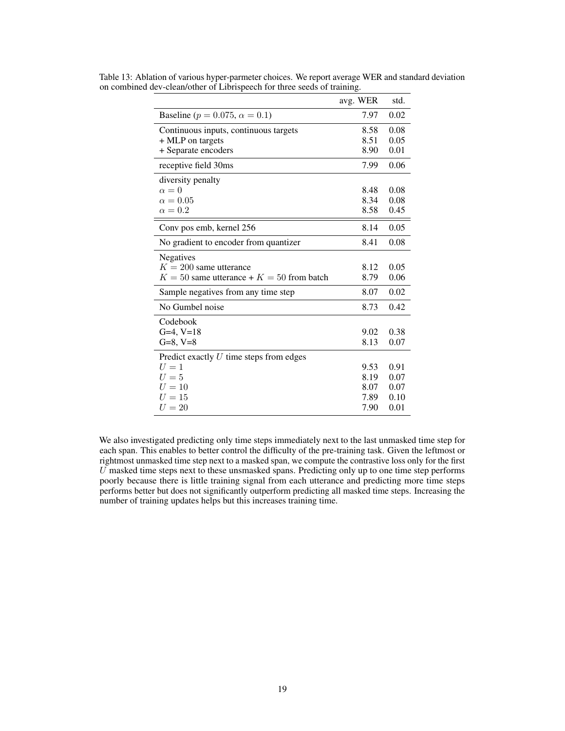Table 13: Ablation of various hyper-parmeter choices. We report average WER and standard deviation on combined dev-clean/other of Librispeech for three seeds of training.

| | avg. WER | std. |
|---|---|---|
| Baseline ($p = 0.075$, $\alpha = 0.1$) | 7.97 | 0.02 |
| Continuous inputs, continuous targets | 8.58 | 0.08 |
| + MLP on targets | 8.51 | 0.05 |
| + Separate encoders | 8.90 | 0.01 |
| receptive field 30ms | 7.99 | 0.06 |
| diversity penalty | | |
| $\alpha = 0$ | 8.48 | 0.08 |
| $\alpha = 0.05$ | 8.34 | 0.08 |
| $\alpha = 0.2$ | 8.58 | 0.45 |
| Conv pos emb, kernel 256 | 8.14 | 0.05 |
| No gradient to encoder from quantizer | 8.41 | 0.08 |
| Negatives | | |
| $K = 200$ same utterance | 8.12 | 0.05 |
| $K = 50$ same utterance + $K = 50$ from batch | 8.79 | 0.06 |
| Sample negatives from any time step | 8.07 | 0.02 |
| No Gumbel noise | 8.73 | 0.42 |
| Codebook | | |
| G=4, V=18 | 9.02 | 0.38 |
| G=8, V=8 | 8.13 | 0.07 |
| Predict exactly $U$ time steps from edges | | |
| $U = 1$ | 9.53 | 0.91 |
| $U = 5$ | 8.19 | 0.07 |
| $U = 10$ | 8.07 | 0.07 |
| $U = 15$ | 7.89 | 0.10 |
| $U = 20$ | 7.90 | 0.01 |

We also investigated predicting only time steps immediately next to the last unmasked time step for each span. This enables to better control the difficulty of the pre-training task. Given the leftmost or rightmost unmasked time step next to a masked span, we compute the contrastive loss only for the first $U$ masked time steps next to these unsmasked spans. Predicting only up to one time step performs poorly because there is little training signal from each utterance and predicting more time steps performs better but does not significantly outperform predicting all masked time steps. Increasing the number of training updates helps but this increases training time.